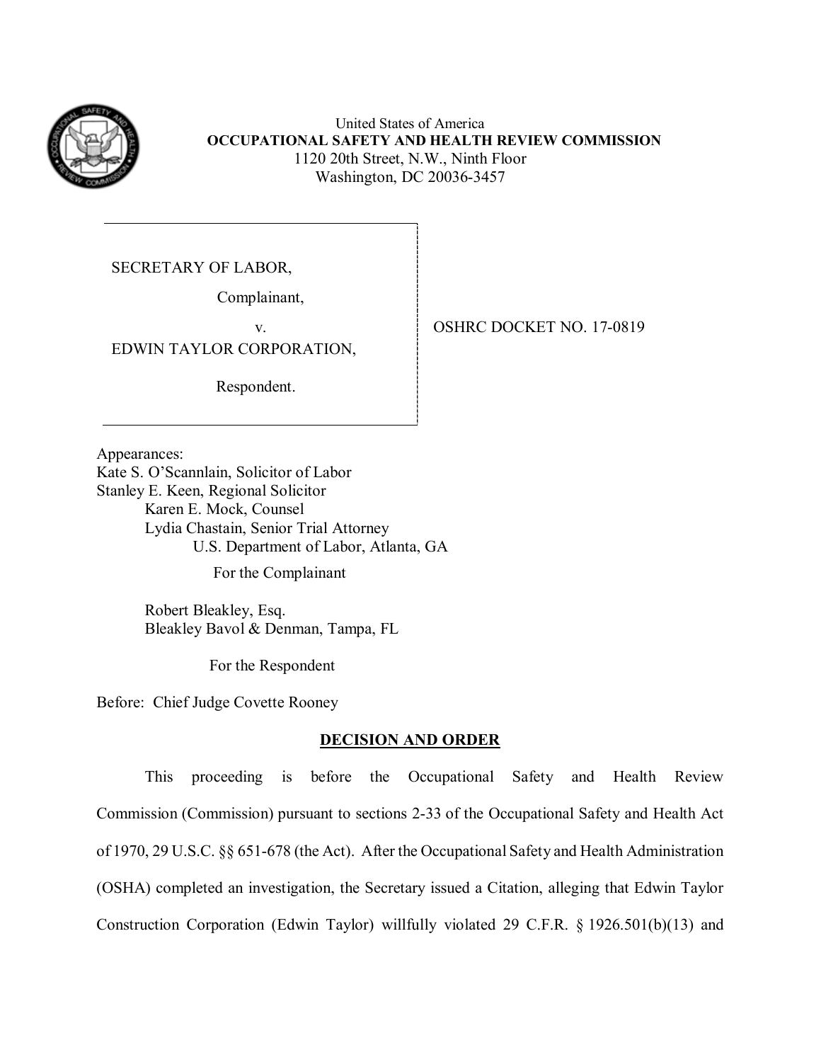United States of America
**OCCUPATIONAL SAFETY AND HEALTH REVIEW COMMISSION**
1120 20th Street, N.W., Ninth Floor
Washington, DC 20036-3457

| | |
|---|---|
| SECRETARY OF LABOR,<br><br>Complainant,<br><br>v.<br><br>EDWIN TAYLOR CORPORATION,<br><br>Respondent. | OSHRC DOCKET NO. 17-0819 |

Appearances:
Kate S. O'Scannlain, Solicitor of Labor
Stanley E. Keen, Regional Solicitor
Karen E. Mock, Counsel
Lydia Chastain, Senior Trial Attorney
U.S. Department of Labor, Atlanta, GA

For the Complainant

Robert Bleakley, Esq.
Bleakley Bavol & Denman, Tampa, FL

For the Respondent

Before: Chief Judge Covette Rooney

## DECISION AND ORDER

This proceeding is before the Occupational Safety and Health Review Commission (Commission) pursuant to sections 2-33 of the Occupational Safety and Health Act of 1970, 29 U.S.C. §§ 651-678 (the Act). After the Occupational Safety and Health Administration (OSHA) completed an investigation, the Secretary issued a Citation, alleging that Edwin Taylor Construction Corporation (Edwin Taylor) willfully violated 29 C.F.R. § 1926.501(b)(13) and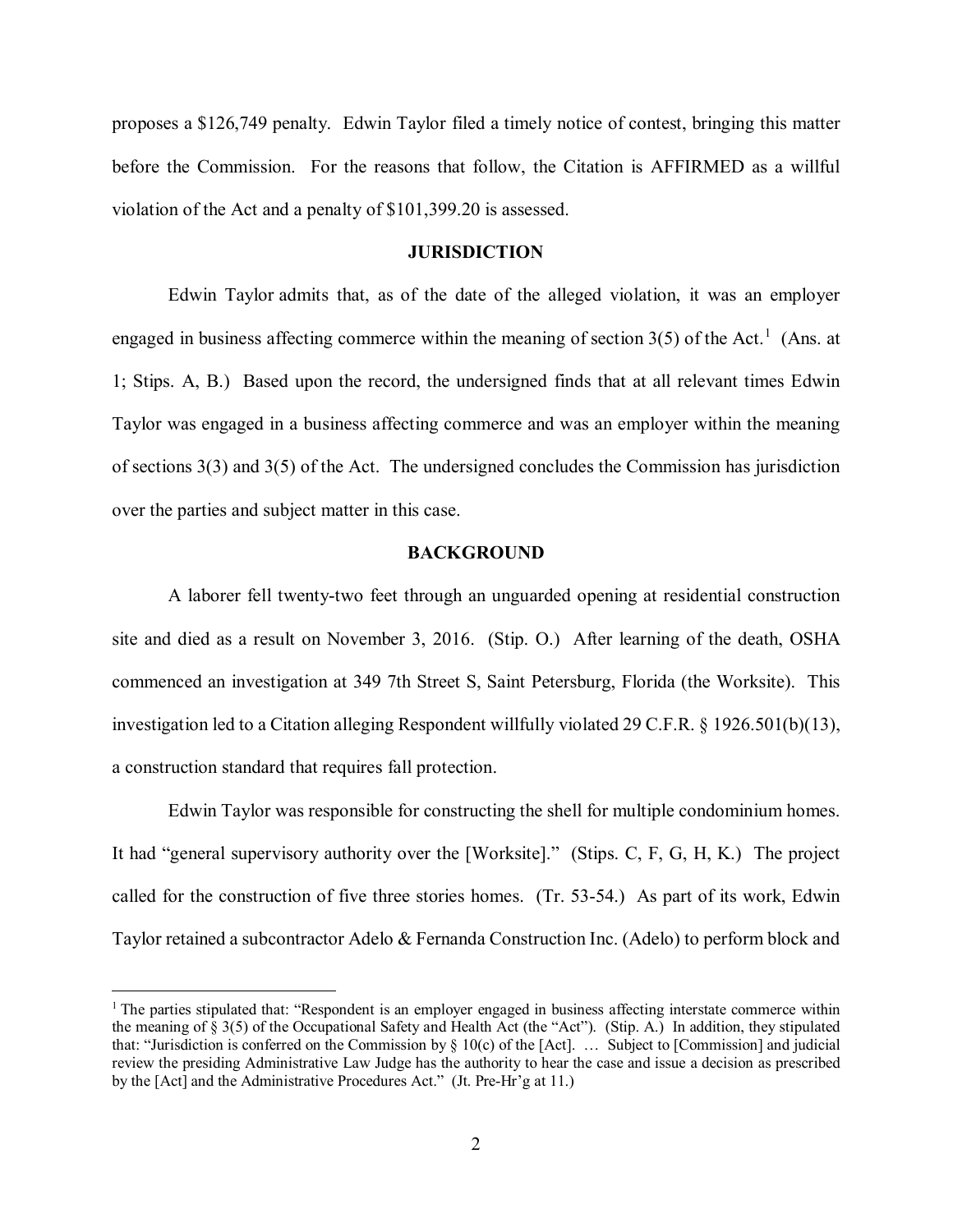proposes a $126,749 penalty. Edwin Taylor filed a timely notice of contest, bringing this matter before the Commission. For the reasons that follow, the Citation is AFFIRMED as a willful violation of the Act and a penalty of $101,399.20 is assessed.

## JURISDICTION

Edwin Taylor admits that, as of the date of the alleged violation, it was an employer engaged in business affecting commerce within the meaning of section 3(5) of the Act.[1] (Ans. at 1; Stips. A, B.) Based upon the record, the undersigned finds that at all relevant times Edwin Taylor was engaged in a business affecting commerce and was an employer within the meaning of sections 3(3) and 3(5) of the Act. The undersigned concludes the Commission has jurisdiction over the parties and subject matter in this case.

## BACKGROUND

A laborer fell twenty-two feet through an unguarded opening at residential construction site and died as a result on November 3, 2016. (Stip. O.) After learning of the death, OSHA commenced an investigation at 349 7th Street S, Saint Petersburg, Florida (the Worksite). This investigation led to a Citation alleging Respondent willfully violated 29 C.F.R. § 1926.501(b)(13), a construction standard that requires fall protection.

Edwin Taylor was responsible for constructing the shell for multiple condominium homes. It had "general supervisory authority over the [Worksite]." (Stips. C, F, G, H, K.) The project called for the construction of five three stories homes. (Tr. 53-54.) As part of its work, Edwin Taylor retained a subcontractor Adelo & Fernanda Construction Inc. (Adelo) to perform block and

---

[1] The parties stipulated that: "Respondent is an employer engaged in business affecting interstate commerce within the meaning of § 3(5) of the Occupational Safety and Health Act (the "Act"). (Stip. A.) In addition, they stipulated that: "Jurisdiction is conferred on the Commission by § 10(c) of the [Act]. … Subject to [Commission] and judicial review the presiding Administrative Law Judge has the authority to hear the case and issue a decision as prescribed by the [Act] and the Administrative Procedures Act." (Jt. Pre-Hr'g at 11.)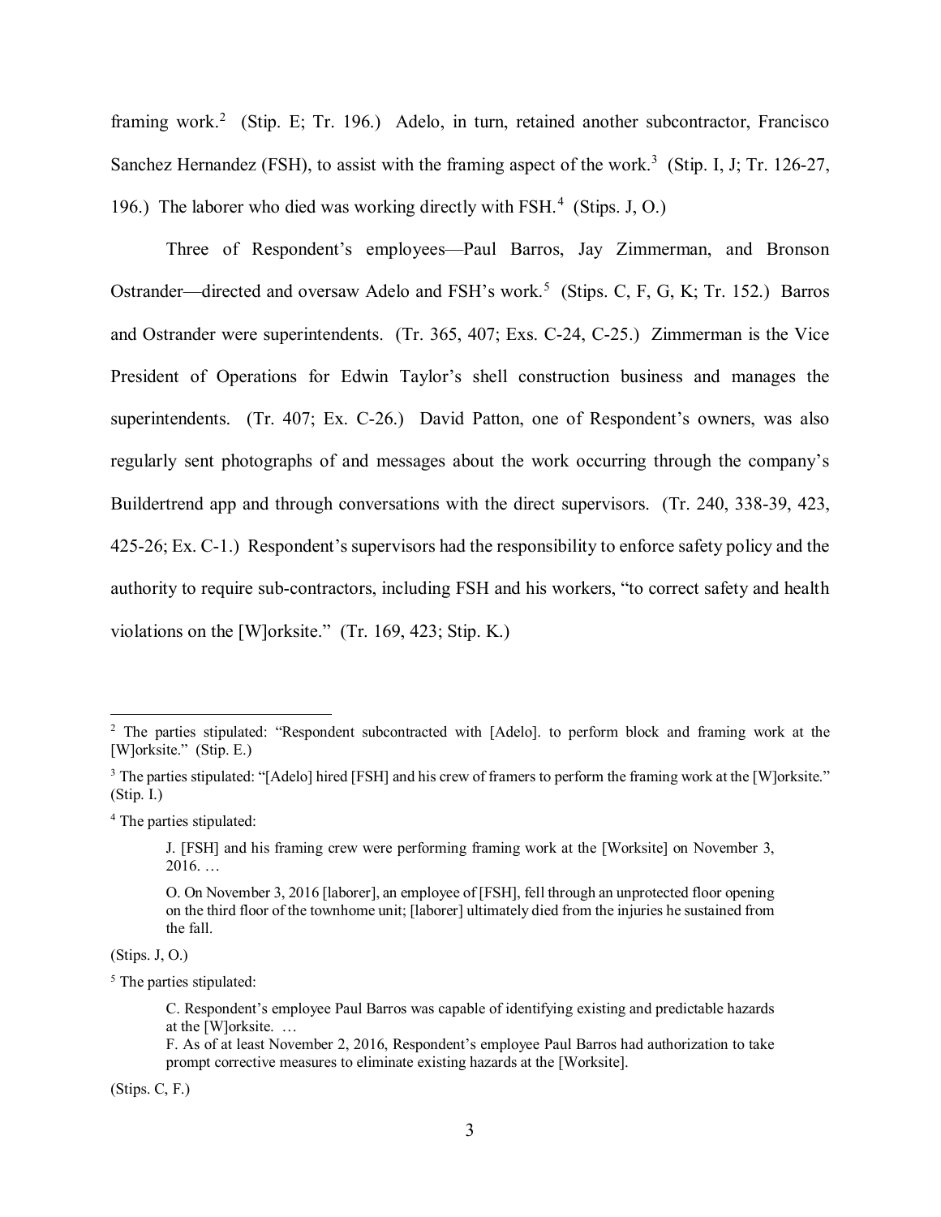framing work.[2] (Stip. E; Tr. 196.) Adelo, in turn, retained another subcontractor, Francisco Sanchez Hernandez (FSH), to assist with the framing aspect of the work.[3] (Stip. I, J; Tr. 126-27, 196.) The laborer who died was working directly with FSH.[4] (Stips. J, O.)

Three of Respondent's employees—Paul Barros, Jay Zimmerman, and Bronson Ostrander—directed and oversaw Adelo and FSH's work.[5] (Stips. C, F, G, K; Tr. 152.) Barros and Ostrander were superintendents. (Tr. 365, 407; Exs. C-24, C-25.) Zimmerman is the Vice President of Operations for Edwin Taylor's shell construction business and manages the superintendents. (Tr. 407; Ex. C-26.) David Patton, one of Respondent's owners, was also regularly sent photographs of and messages about the work occurring through the company's Buildertrend app and through conversations with the direct supervisors. (Tr. 240, 338-39, 423, 425-26; Ex. C-1.) Respondent's supervisors had the responsibility to enforce safety policy and the authority to require sub-contractors, including FSH and his workers, "to correct safety and health violations on the [W]orksite." (Tr. 169, 423; Stip. K.)

---

[2] The parties stipulated: "Respondent subcontracted with [Adelo]. to perform block and framing work at the [W]orksite." (Stip. E.)

[3] The parties stipulated: "[Adelo] hired [FSH] and his crew of framers to perform the framing work at the [W]orksite." (Stip. I.)

[4] The parties stipulated:

> J. [FSH] and his framing crew were performing framing work at the [Worksite] on November 3, 2016. …
>
> O. On November 3, 2016 [laborer], an employee of [FSH], fell through an unprotected floor opening on the third floor of the townhome unit; [laborer] ultimately died from the injuries he sustained from the fall.

(Stips. J, O.)

[5] The parties stipulated:

> C. Respondent's employee Paul Barros was capable of identifying existing and predictable hazards at the [W]orksite. …
> F. As of at least November 2, 2016, Respondent's employee Paul Barros had authorization to take prompt corrective measures to eliminate existing hazards at the [Worksite].

(Stips. C, F.)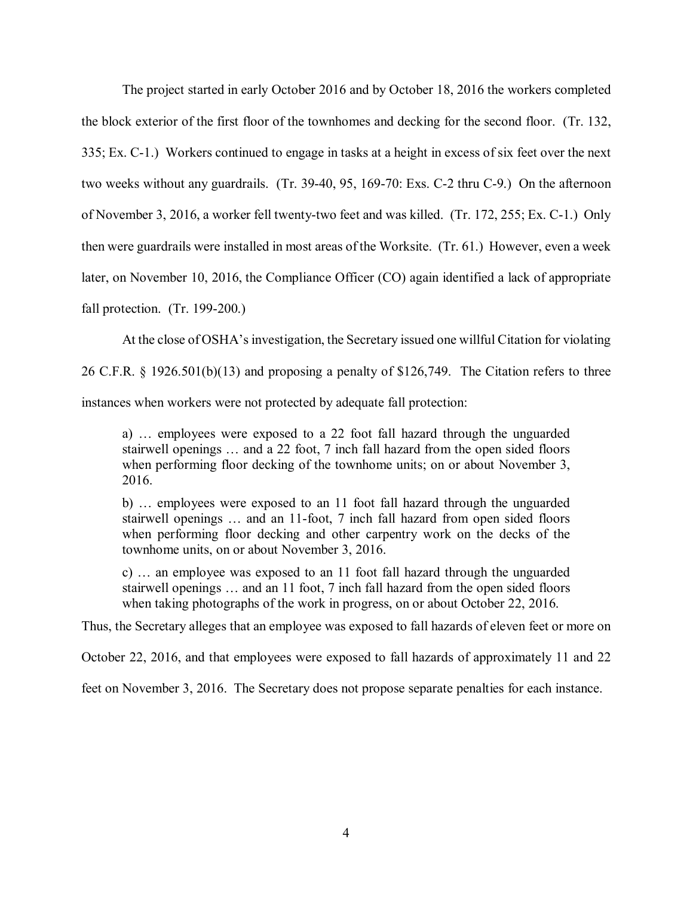The project started in early October 2016 and by October 18, 2016 the workers completed the block exterior of the first floor of the townhomes and decking for the second floor. (Tr. 132, 335; Ex. C-1.) Workers continued to engage in tasks at a height in excess of six feet over the next two weeks without any guardrails. (Tr. 39-40, 95, 169-70: Exs. C-2 thru C-9.) On the afternoon of November 3, 2016, a worker fell twenty-two feet and was killed. (Tr. 172, 255; Ex. C-1.) Only then were guardrails were installed in most areas of the Worksite. (Tr. 61.) However, even a week later, on November 10, 2016, the Compliance Officer (CO) again identified a lack of appropriate fall protection. (Tr. 199-200.)

At the close of OSHA's investigation, the Secretary issued one willful Citation for violating 26 C.F.R. § 1926.501(b)(13) and proposing a penalty of $126,749. The Citation refers to three instances when workers were not protected by adequate fall protection:

> a) … employees were exposed to a 22 foot fall hazard through the unguarded stairwell openings … and a 22 foot, 7 inch fall hazard from the open sided floors when performing floor decking of the townhome units; on or about November 3, 2016.
>
> b) … employees were exposed to an 11 foot fall hazard through the unguarded stairwell openings … and an 11-foot, 7 inch fall hazard from open sided floors when performing floor decking and other carpentry work on the decks of the townhome units, on or about November 3, 2016.
>
> c) … an employee was exposed to an 11 foot fall hazard through the unguarded stairwell openings … and an 11 foot, 7 inch fall hazard from the open sided floors when taking photographs of the work in progress, on or about October 22, 2016.

Thus, the Secretary alleges that an employee was exposed to fall hazards of eleven feet or more on October 22, 2016, and that employees were exposed to fall hazards of approximately 11 and 22 feet on November 3, 2016. The Secretary does not propose separate penalties for each instance.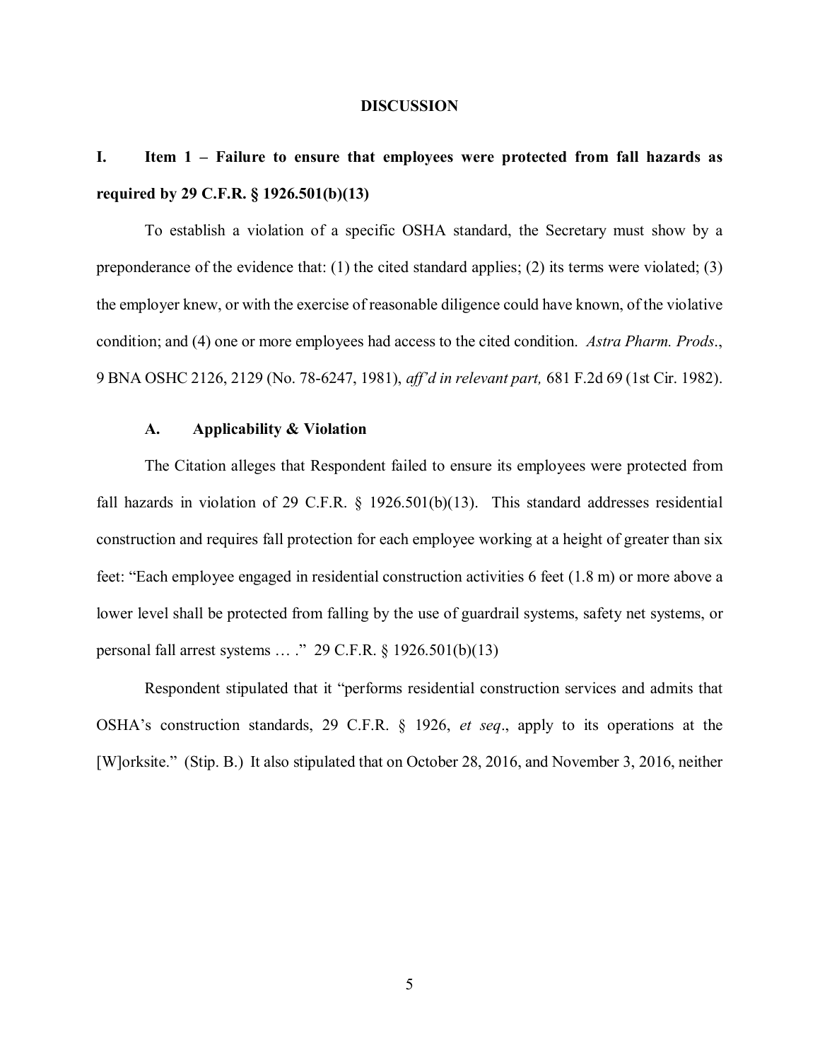## DISCUSSION

### I. Item 1 – Failure to ensure that employees were protected from fall hazards as required by 29 C.F.R. § 1926.501(b)(13)

To establish a violation of a specific OSHA standard, the Secretary must show by a preponderance of the evidence that: (1) the cited standard applies; (2) its terms were violated; (3) the employer knew, or with the exercise of reasonable diligence could have known, of the violative condition; and (4) one or more employees had access to the cited condition. *Astra Pharm. Prods.*, 9 BNA OSHC 2126, 2129 (No. 78-6247, 1981), *aff'd in relevant part,* 681 F.2d 69 (1st Cir. 1982).

#### A. Applicability & Violation

The Citation alleges that Respondent failed to ensure its employees were protected from fall hazards in violation of 29 C.F.R. § 1926.501(b)(13). This standard addresses residential construction and requires fall protection for each employee working at a height of greater than six feet: "Each employee engaged in residential construction activities 6 feet (1.8 m) or more above a lower level shall be protected from falling by the use of guardrail systems, safety net systems, or personal fall arrest systems … ." 29 C.F.R. § 1926.501(b)(13)

Respondent stipulated that it "performs residential construction services and admits that OSHA's construction standards, 29 C.F.R. § 1926, *et seq*., apply to its operations at the [W]orksite." (Stip. B.) It also stipulated that on October 28, 2016, and November 3, 2016, neither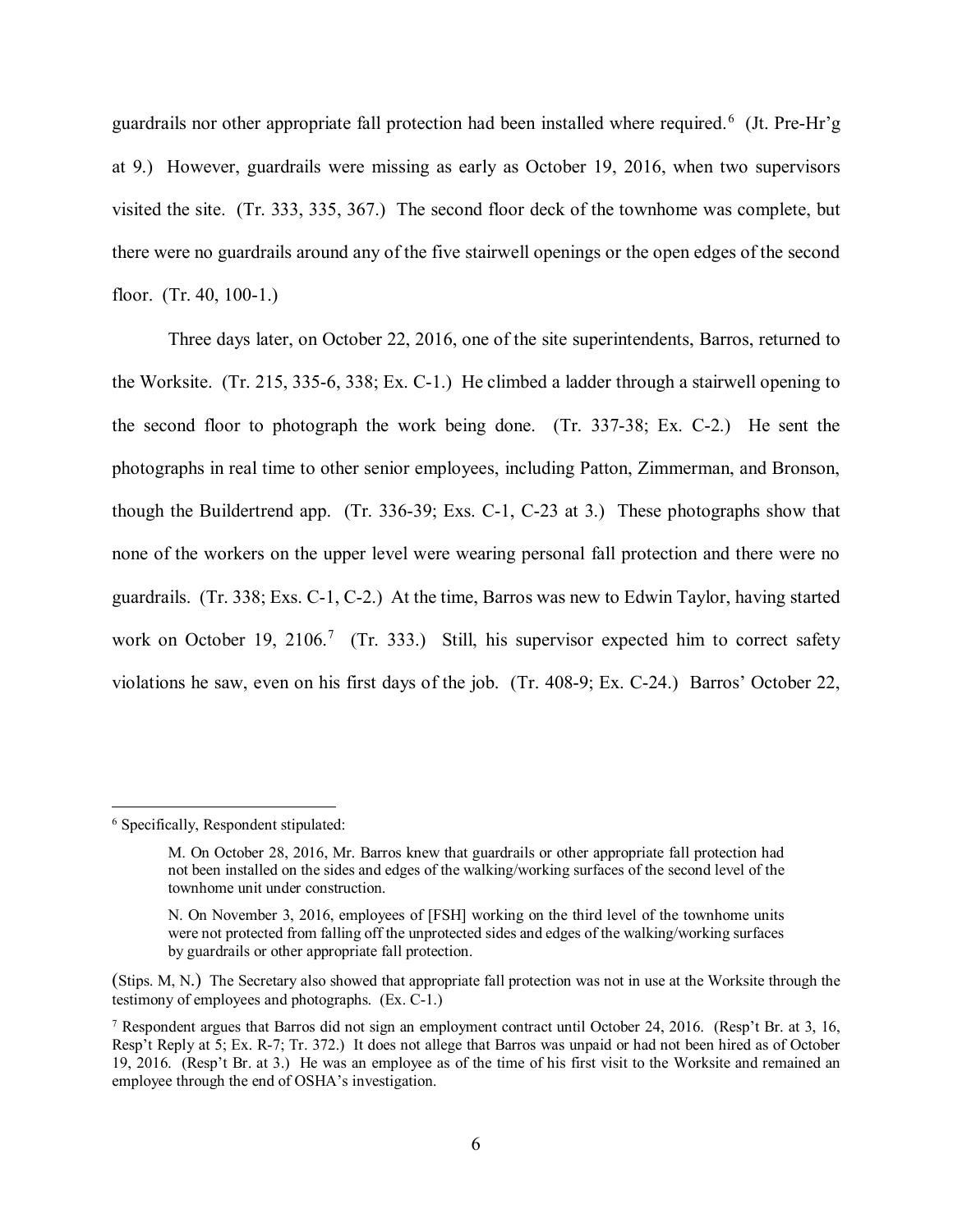guardrails nor other appropriate fall protection had been installed where required.[6] (Jt. Pre-Hr'g at 9.) However, guardrails were missing as early as October 19, 2016, when two supervisors visited the site. (Tr. 333, 335, 367.) The second floor deck of the townhome was complete, but there were no guardrails around any of the five stairwell openings or the open edges of the second floor. (Tr. 40, 100-1.)

Three days later, on October 22, 2016, one of the site superintendents, Barros, returned to the Worksite. (Tr. 215, 335-6, 338; Ex. C-1.) He climbed a ladder through a stairwell opening to the second floor to photograph the work being done. (Tr. 337-38; Ex. C-2.) He sent the photographs in real time to other senior employees, including Patton, Zimmerman, and Bronson, though the Buildertrend app. (Tr. 336-39; Exs. C-1, C-23 at 3.) These photographs show that none of the workers on the upper level were wearing personal fall protection and there were no guardrails. (Tr. 338; Exs. C-1, C-2.) At the time, Barros was new to Edwin Taylor, having started work on October 19, 2106.[7] (Tr. 333.) Still, his supervisor expected him to correct safety violations he saw, even on his first days of the job. (Tr. 408-9; Ex. C-24.) Barros' October 22,

---

[6] Specifically, Respondent stipulated:

> M. On October 28, 2016, Mr. Barros knew that guardrails or other appropriate fall protection had not been installed on the sides and edges of the walking/working surfaces of the second level of the townhome unit under construction.
>
> N. On November 3, 2016, employees of [FSH] working on the third level of the townhome units were not protected from falling off the unprotected sides and edges of the walking/working surfaces by guardrails or other appropriate fall protection.

(Stips. M, N.) The Secretary also showed that appropriate fall protection was not in use at the Worksite through the testimony of employees and photographs. (Ex. C-1.)

[7] Respondent argues that Barros did not sign an employment contract until October 24, 2016. (Resp't Br. at 3, 16, Resp't Reply at 5; Ex. R-7; Tr. 372.) It does not allege that Barros was unpaid or had not been hired as of October 19, 2016. (Resp't Br. at 3.) He was an employee as of the time of his first visit to the Worksite and remained an employee through the end of OSHA's investigation.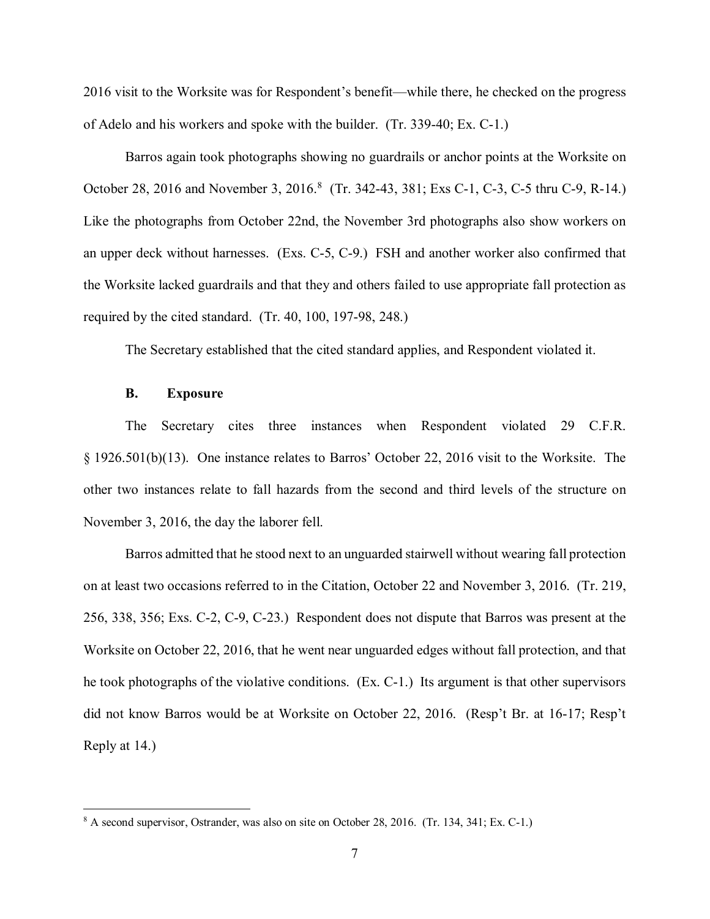2016 visit to the Worksite was for Respondent's benefit—while there, he checked on the progress of Adelo and his workers and spoke with the builder. (Tr. 339-40; Ex. C-1.)

Barros again took photographs showing no guardrails or anchor points at the Worksite on October 28, 2016 and November 3, 2016.[8] (Tr. 342-43, 381; Exs C-1, C-3, C-5 thru C-9, R-14.) Like the photographs from October 22nd, the November 3rd photographs also show workers on an upper deck without harnesses. (Exs. C-5, C-9.) FSH and another worker also confirmed that the Worksite lacked guardrails and that they and others failed to use appropriate fall protection as required by the cited standard. (Tr. 40, 100, 197-98, 248.)

The Secretary established that the cited standard applies, and Respondent violated it.

### B. Exposure

The Secretary cites three instances when Respondent violated 29 C.F.R. § 1926.501(b)(13). One instance relates to Barros' October 22, 2016 visit to the Worksite. The other two instances relate to fall hazards from the second and third levels of the structure on November 3, 2016, the day the laborer fell.

Barros admitted that he stood next to an unguarded stairwell without wearing fall protection on at least two occasions referred to in the Citation, October 22 and November 3, 2016. (Tr. 219, 256, 338, 356; Exs. C-2, C-9, C-23.) Respondent does not dispute that Barros was present at the Worksite on October 22, 2016, that he went near unguarded edges without fall protection, and that he took photographs of the violative conditions. (Ex. C-1.) Its argument is that other supervisors did not know Barros would be at Worksite on October 22, 2016. (Resp't Br. at 16-17; Resp't Reply at 14.)

[8] A second supervisor, Ostrander, was also on site on October 28, 2016. (Tr. 134, 341; Ex. C-1.)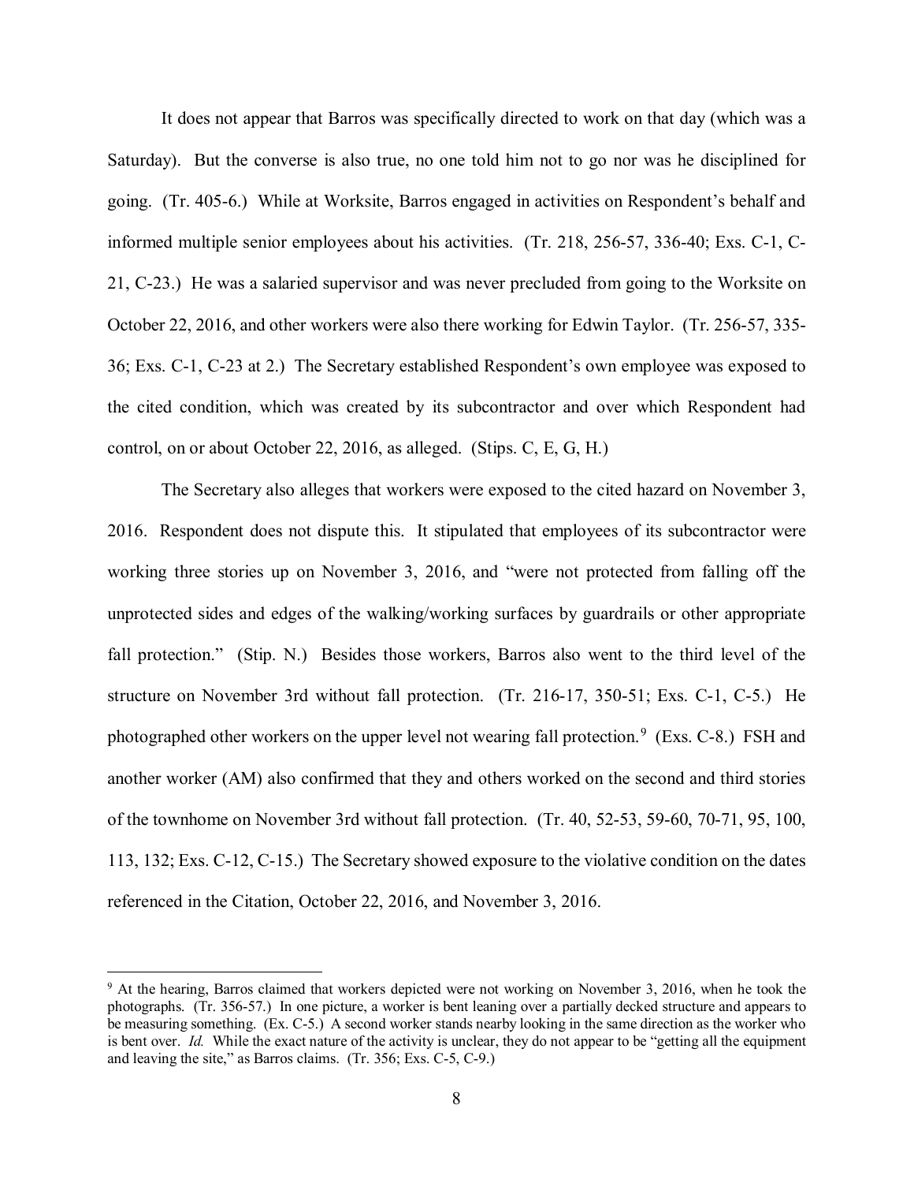It does not appear that Barros was specifically directed to work on that day (which was a Saturday). But the converse is also true, no one told him not to go nor was he disciplined for going. (Tr. 405-6.) While at Worksite, Barros engaged in activities on Respondent's behalf and informed multiple senior employees about his activities. (Tr. 218, 256-57, 336-40; Exs. C-1, C-21, C-23.) He was a salaried supervisor and was never precluded from going to the Worksite on October 22, 2016, and other workers were also there working for Edwin Taylor. (Tr. 256-57, 335-36; Exs. C-1, C-23 at 2.) The Secretary established Respondent's own employee was exposed to the cited condition, which was created by its subcontractor and over which Respondent had control, on or about October 22, 2016, as alleged. (Stips. C, E, G, H.)

The Secretary also alleges that workers were exposed to the cited hazard on November 3, 2016. Respondent does not dispute this. It stipulated that employees of its subcontractor were working three stories up on November 3, 2016, and "were not protected from falling off the unprotected sides and edges of the walking/working surfaces by guardrails or other appropriate fall protection." (Stip. N.) Besides those workers, Barros also went to the third level of the structure on November 3rd without fall protection. (Tr. 216-17, 350-51; Exs. C-1, C-5.) He photographed other workers on the upper level not wearing fall protection.[9] (Exs. C-8.) FSH and another worker (AM) also confirmed that they and others worked on the second and third stories of the townhome on November 3rd without fall protection. (Tr. 40, 52-53, 59-60, 70-71, 95, 100, 113, 132; Exs. C-12, C-15.) The Secretary showed exposure to the violative condition on the dates referenced in the Citation, October 22, 2016, and November 3, 2016.

---

[9] At the hearing, Barros claimed that workers depicted were not working on November 3, 2016, when he took the photographs. (Tr. 356-57.) In one picture, a worker is bent leaning over a partially decked structure and appears to be measuring something. (Ex. C-5.) A second worker stands nearby looking in the same direction as the worker who is bent over. *Id.* While the exact nature of the activity is unclear, they do not appear to be "getting all the equipment and leaving the site," as Barros claims. (Tr. 356; Exs. C-5, C-9.)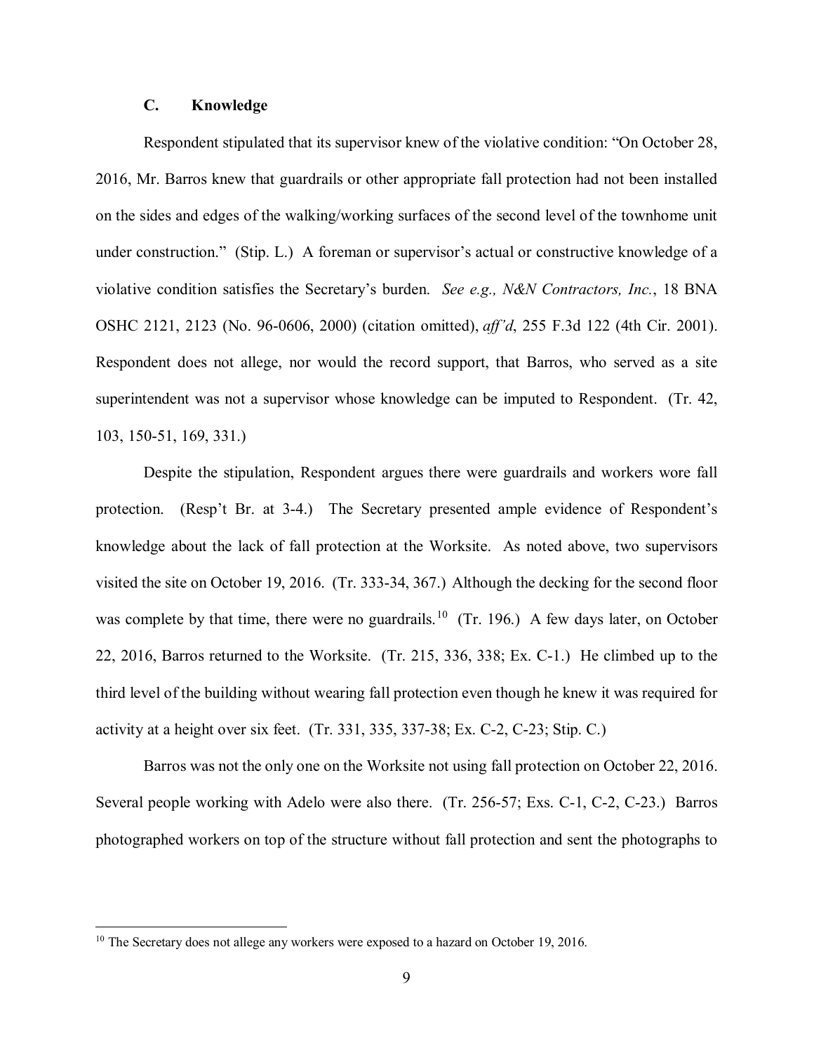### C. Knowledge

Respondent stipulated that its supervisor knew of the violative condition: "On October 28, 2016, Mr. Barros knew that guardrails or other appropriate fall protection had not been installed on the sides and edges of the walking/working surfaces of the second level of the townhome unit under construction." (Stip. L.) A foreman or supervisor's actual or constructive knowledge of a violative condition satisfies the Secretary's burden. *See e.g., N&N Contractors, Inc.*, 18 BNA OSHC 2121, 2123 (No. 96-0606, 2000) (citation omitted), *aff'd*, 255 F.3d 122 (4th Cir. 2001). Respondent does not allege, nor would the record support, that Barros, who served as a site superintendent was not a supervisor whose knowledge can be imputed to Respondent. (Tr. 42, 103, 150-51, 169, 331.)

Despite the stipulation, Respondent argues there were guardrails and workers wore fall protection. (Resp't Br. at 3-4.) The Secretary presented ample evidence of Respondent's knowledge about the lack of fall protection at the Worksite. As noted above, two supervisors visited the site on October 19, 2016. (Tr. 333-34, 367.) Although the decking for the second floor was complete by that time, there were no guardrails.[10] (Tr. 196.) A few days later, on October 22, 2016, Barros returned to the Worksite. (Tr. 215, 336, 338; Ex. C-1.) He climbed up to the third level of the building without wearing fall protection even though he knew it was required for activity at a height over six feet. (Tr. 331, 335, 337-38; Ex. C-2, C-23; Stip. C.)

Barros was not the only one on the Worksite not using fall protection on October 22, 2016. Several people working with Adelo were also there. (Tr. 256-57; Exs. C-1, C-2, C-23.) Barros photographed workers on top of the structure without fall protection and sent the photographs to

---

[10] The Secretary does not allege any workers were exposed to a hazard on October 19, 2016.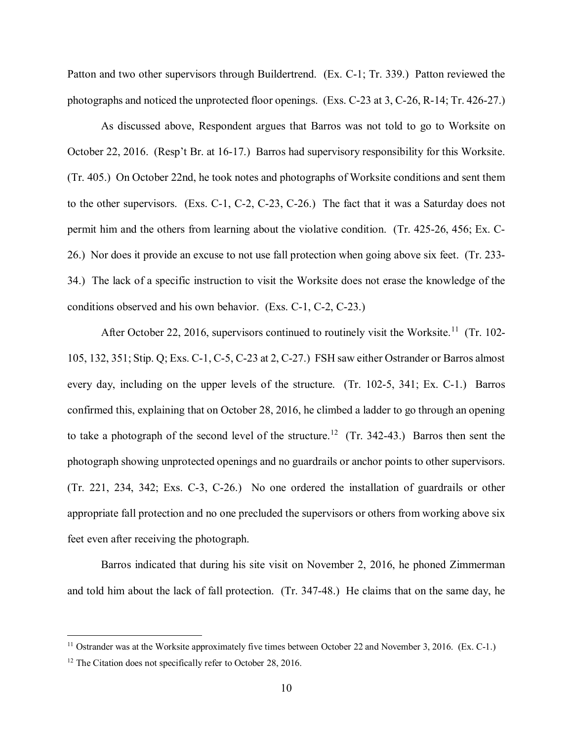Patton and two other supervisors through Buildertrend. (Ex. C-1; Tr. 339.) Patton reviewed the photographs and noticed the unprotected floor openings. (Exs. C-23 at 3, C-26, R-14; Tr. 426-27.)

As discussed above, Respondent argues that Barros was not told to go to Worksite on October 22, 2016. (Resp't Br. at 16-17.) Barros had supervisory responsibility for this Worksite. (Tr. 405.) On October 22nd, he took notes and photographs of Worksite conditions and sent them to the other supervisors. (Exs. C-1, C-2, C-23, C-26.) The fact that it was a Saturday does not permit him and the others from learning about the violative condition. (Tr. 425-26, 456; Ex. C-26.) Nor does it provide an excuse to not use fall protection when going above six feet. (Tr. 233-34.) The lack of a specific instruction to visit the Worksite does not erase the knowledge of the conditions observed and his own behavior. (Exs. C-1, C-2, C-23.)

After October 22, 2016, supervisors continued to routinely visit the Worksite.[11] (Tr. 102-105, 132, 351; Stip. Q; Exs. C-1, C-5, C-23 at 2, C-27.) FSH saw either Ostrander or Barros almost every day, including on the upper levels of the structure. (Tr. 102-5, 341; Ex. C-1.) Barros confirmed this, explaining that on October 28, 2016, he climbed a ladder to go through an opening to take a photograph of the second level of the structure.[12] (Tr. 342-43.) Barros then sent the photograph showing unprotected openings and no guardrails or anchor points to other supervisors. (Tr. 221, 234, 342; Exs. C-3, C-26.) No one ordered the installation of guardrails or other appropriate fall protection and no one precluded the supervisors or others from working above six feet even after receiving the photograph.

Barros indicated that during his site visit on November 2, 2016, he phoned Zimmerman and told him about the lack of fall protection. (Tr. 347-48.) He claims that on the same day, he

---

[11] Ostrander was at the Worksite approximately five times between October 22 and November 3, 2016. (Ex. C-1.)

[12] The Citation does not specifically refer to October 28, 2016.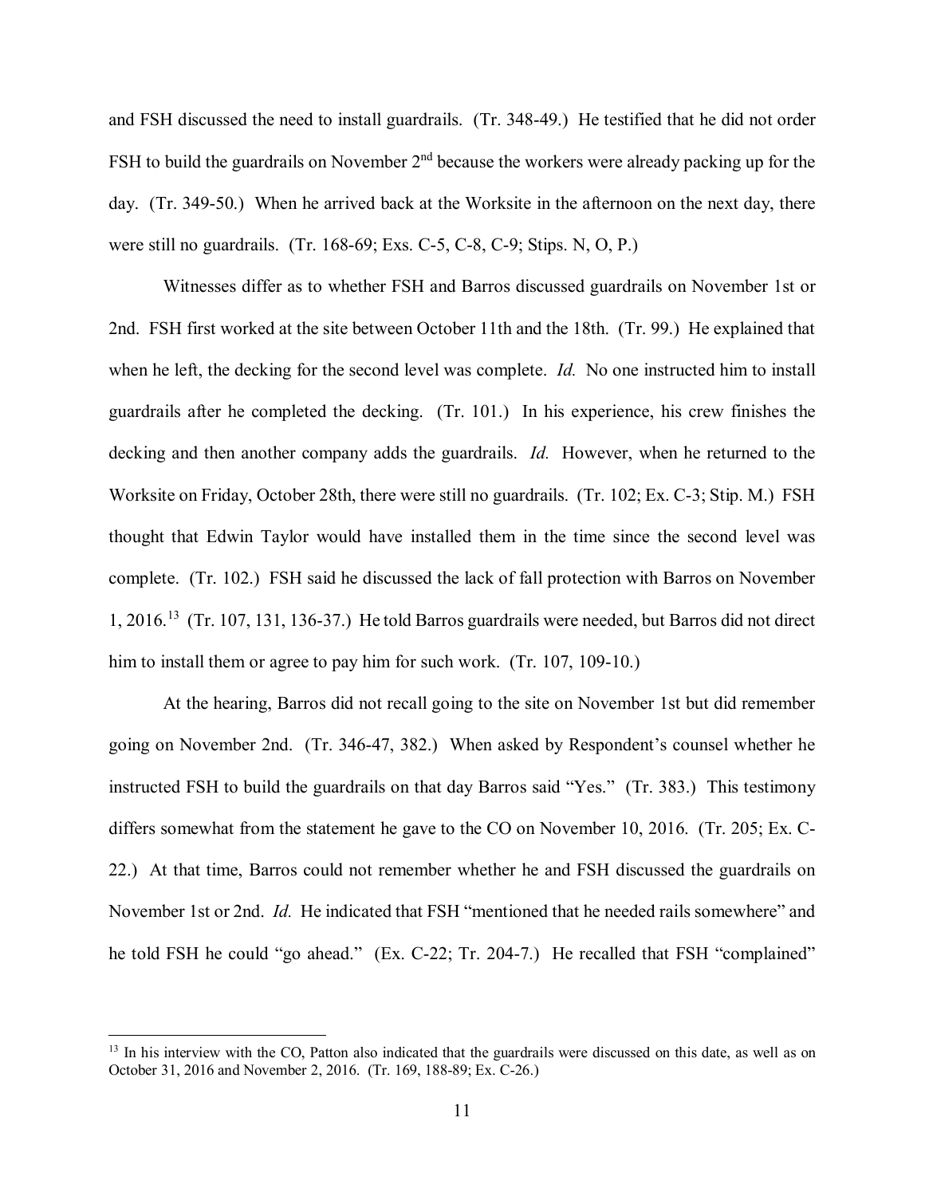and FSH discussed the need to install guardrails. (Tr. 348-49.) He testified that he did not order FSH to build the guardrails on November 2nd because the workers were already packing up for the day. (Tr. 349-50.) When he arrived back at the Worksite in the afternoon on the next day, there were still no guardrails. (Tr. 168-69; Exs. C-5, C-8, C-9; Stips. N, O, P.)

Witnesses differ as to whether FSH and Barros discussed guardrails on November 1st or 2nd. FSH first worked at the site between October 11th and the 18th. (Tr. 99.) He explained that when he left, the decking for the second level was complete. *Id.* No one instructed him to install guardrails after he completed the decking. (Tr. 101.) In his experience, his crew finishes the decking and then another company adds the guardrails. *Id.* However, when he returned to the Worksite on Friday, October 28th, there were still no guardrails. (Tr. 102; Ex. C-3; Stip. M.) FSH thought that Edwin Taylor would have installed them in the time since the second level was complete. (Tr. 102.) FSH said he discussed the lack of fall protection with Barros on November 1, 2016.[13] (Tr. 107, 131, 136-37.) He told Barros guardrails were needed, but Barros did not direct him to install them or agree to pay him for such work. (Tr. 107, 109-10.)

At the hearing, Barros did not recall going to the site on November 1st but did remember going on November 2nd. (Tr. 346-47, 382.) When asked by Respondent's counsel whether he instructed FSH to build the guardrails on that day Barros said "Yes." (Tr. 383.) This testimony differs somewhat from the statement he gave to the CO on November 10, 2016. (Tr. 205; Ex. C-22.) At that time, Barros could not remember whether he and FSH discussed the guardrails on November 1st or 2nd. *Id.* He indicated that FSH "mentioned that he needed rails somewhere" and he told FSH he could "go ahead." (Ex. C-22; Tr. 204-7.) He recalled that FSH "complained"

---

[13] In his interview with the CO, Patton also indicated that the guardrails were discussed on this date, as well as on October 31, 2016 and November 2, 2016. (Tr. 169, 188-89; Ex. C-26.)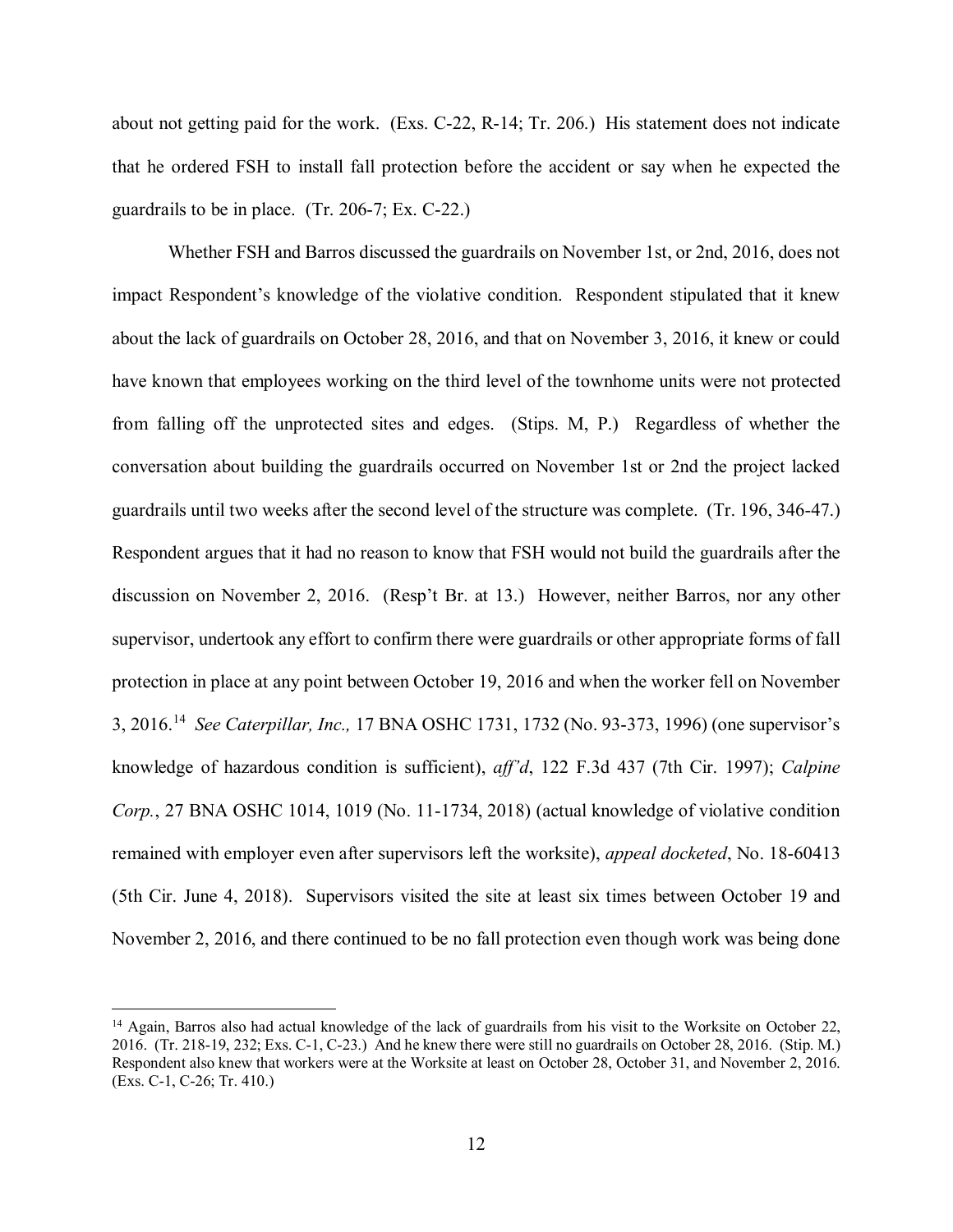about not getting paid for the work. (Exs. C-22, R-14; Tr. 206.) His statement does not indicate that he ordered FSH to install fall protection before the accident or say when he expected the guardrails to be in place. (Tr. 206-7; Ex. C-22.)

Whether FSH and Barros discussed the guardrails on November 1st, or 2nd, 2016, does not impact Respondent's knowledge of the violative condition. Respondent stipulated that it knew about the lack of guardrails on October 28, 2016, and that on November 3, 2016, it knew or could have known that employees working on the third level of the townhome units were not protected from falling off the unprotected sites and edges. (Stips. M, P.) Regardless of whether the conversation about building the guardrails occurred on November 1st or 2nd the project lacked guardrails until two weeks after the second level of the structure was complete. (Tr. 196, 346-47.) Respondent argues that it had no reason to know that FSH would not build the guardrails after the discussion on November 2, 2016. (Resp't Br. at 13.) However, neither Barros, nor any other supervisor, undertook any effort to confirm there were guardrails or other appropriate forms of fall protection in place at any point between October 19, 2016 and when the worker fell on November 3, 2016.[14] *See Caterpillar, Inc.,* 17 BNA OSHC 1731, 1732 (No. 93-373, 1996) (one supervisor's knowledge of hazardous condition is sufficient), *aff'd*, 122 F.3d 437 (7th Cir. 1997); *Calpine Corp.*, 27 BNA OSHC 1014, 1019 (No. 11-1734, 2018) (actual knowledge of violative condition remained with employer even after supervisors left the worksite), *appeal docketed*, No. 18-60413 (5th Cir. June 4, 2018). Supervisors visited the site at least six times between October 19 and November 2, 2016, and there continued to be no fall protection even though work was being done

---

[14] Again, Barros also had actual knowledge of the lack of guardrails from his visit to the Worksite on October 22, 2016. (Tr. 218-19, 232; Exs. C-1, C-23.) And he knew there were still no guardrails on October 28, 2016. (Stip. M.) Respondent also knew that workers were at the Worksite at least on October 28, October 31, and November 2, 2016. (Exs. C-1, C-26; Tr. 410.)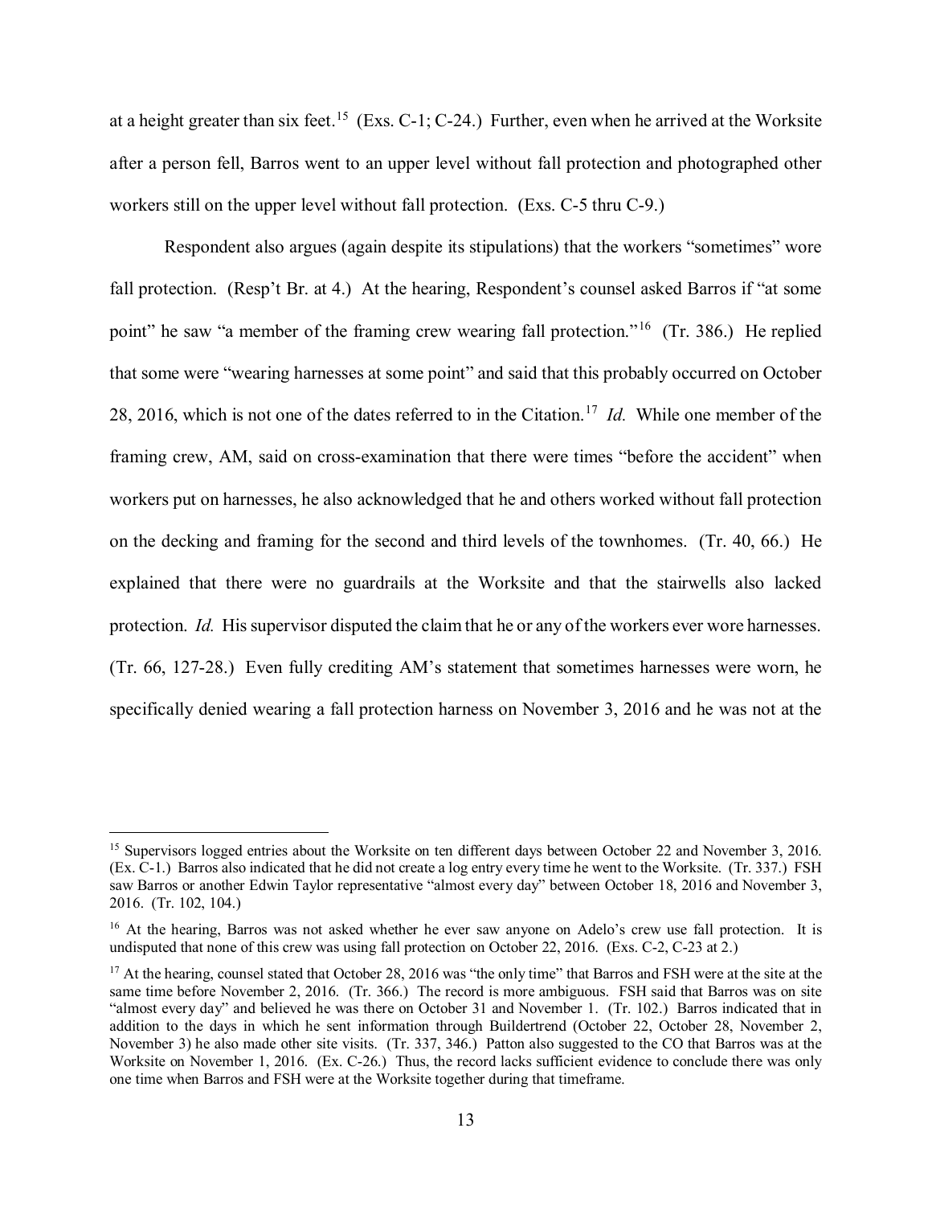at a height greater than six feet.[15] (Exs. C-1; C-24.) Further, even when he arrived at the Worksite after a person fell, Barros went to an upper level without fall protection and photographed other workers still on the upper level without fall protection. (Exs. C-5 thru C-9.)

Respondent also argues (again despite its stipulations) that the workers "sometimes" wore fall protection. (Resp't Br. at 4.) At the hearing, Respondent's counsel asked Barros if "at some point" he saw "a member of the framing crew wearing fall protection."[16] (Tr. 386.) He replied that some were "wearing harnesses at some point" and said that this probably occurred on October 28, 2016, which is not one of the dates referred to in the Citation.[17] *Id.* While one member of the framing crew, AM, said on cross-examination that there were times "before the accident" when workers put on harnesses, he also acknowledged that he and others worked without fall protection on the decking and framing for the second and third levels of the townhomes. (Tr. 40, 66.) He explained that there were no guardrails at the Worksite and that the stairwells also lacked protection. *Id.* His supervisor disputed the claim that he or any of the workers ever wore harnesses. (Tr. 66, 127-28.) Even fully crediting AM's statement that sometimes harnesses were worn, he specifically denied wearing a fall protection harness on November 3, 2016 and he was not at the

---

[15] Supervisors logged entries about the Worksite on ten different days between October 22 and November 3, 2016. (Ex. C-1.) Barros also indicated that he did not create a log entry every time he went to the Worksite. (Tr. 337.) FSH saw Barros or another Edwin Taylor representative "almost every day" between October 18, 2016 and November 3, 2016. (Tr. 102, 104.)

[16] At the hearing, Barros was not asked whether he ever saw anyone on Adelo's crew use fall protection. It is undisputed that none of this crew was using fall protection on October 22, 2016. (Exs. C-2, C-23 at 2.)

[17] At the hearing, counsel stated that October 28, 2016 was "the only time" that Barros and FSH were at the site at the same time before November 2, 2016. (Tr. 366.) The record is more ambiguous. FSH said that Barros was on site "almost every day" and believed he was there on October 31 and November 1. (Tr. 102.) Barros indicated that in addition to the days in which he sent information through Buildertrend (October 22, October 28, November 2, November 3) he also made other site visits. (Tr. 337, 346.) Patton also suggested to the CO that Barros was at the Worksite on November 1, 2016. (Ex. C-26.) Thus, the record lacks sufficient evidence to conclude there was only one time when Barros and FSH were at the Worksite together during that timeframe.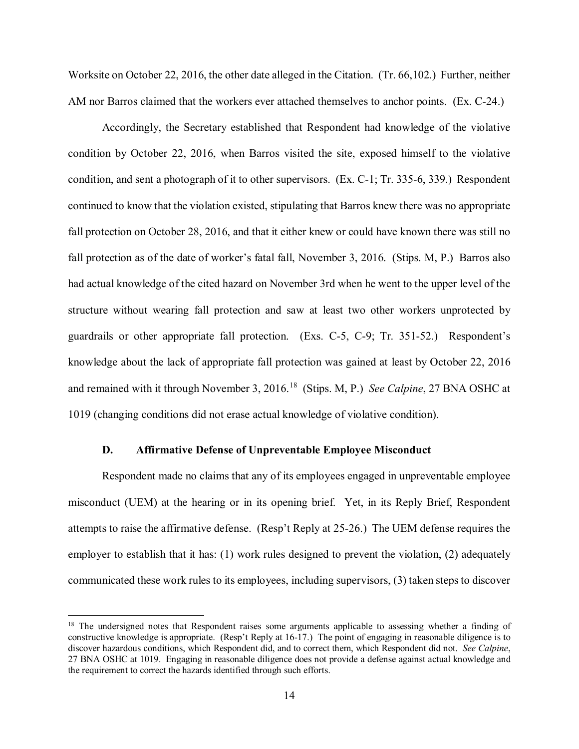Worksite on October 22, 2016, the other date alleged in the Citation. (Tr. 66,102.) Further, neither AM nor Barros claimed that the workers ever attached themselves to anchor points. (Ex. C-24.)

Accordingly, the Secretary established that Respondent had knowledge of the violative condition by October 22, 2016, when Barros visited the site, exposed himself to the violative condition, and sent a photograph of it to other supervisors. (Ex. C-1; Tr. 335-6, 339.) Respondent continued to know that the violation existed, stipulating that Barros knew there was no appropriate fall protection on October 28, 2016, and that it either knew or could have known there was still no fall protection as of the date of worker's fatal fall, November 3, 2016. (Stips. M, P.) Barros also had actual knowledge of the cited hazard on November 3rd when he went to the upper level of the structure without wearing fall protection and saw at least two other workers unprotected by guardrails or other appropriate fall protection. (Exs. C-5, C-9; Tr. 351-52.) Respondent's knowledge about the lack of appropriate fall protection was gained at least by October 22, 2016 and remained with it through November 3, 2016.[18] (Stips. M, P.) *See Calpine*, 27 BNA OSHC at 1019 (changing conditions did not erase actual knowledge of violative condition).

### D. Affirmative Defense of Unpreventable Employee Misconduct

Respondent made no claims that any of its employees engaged in unpreventable employee misconduct (UEM) at the hearing or in its opening brief. Yet, in its Reply Brief, Respondent attempts to raise the affirmative defense. (Resp't Reply at 25-26.) The UEM defense requires the employer to establish that it has: (1) work rules designed to prevent the violation, (2) adequately communicated these work rules to its employees, including supervisors, (3) taken steps to discover

---

[18] The undersigned notes that Respondent raises some arguments applicable to assessing whether a finding of constructive knowledge is appropriate. (Resp't Reply at 16-17.) The point of engaging in reasonable diligence is to discover hazardous conditions, which Respondent did, and to correct them, which Respondent did not. *See Calpine*, 27 BNA OSHC at 1019. Engaging in reasonable diligence does not provide a defense against actual knowledge and the requirement to correct the hazards identified through such efforts.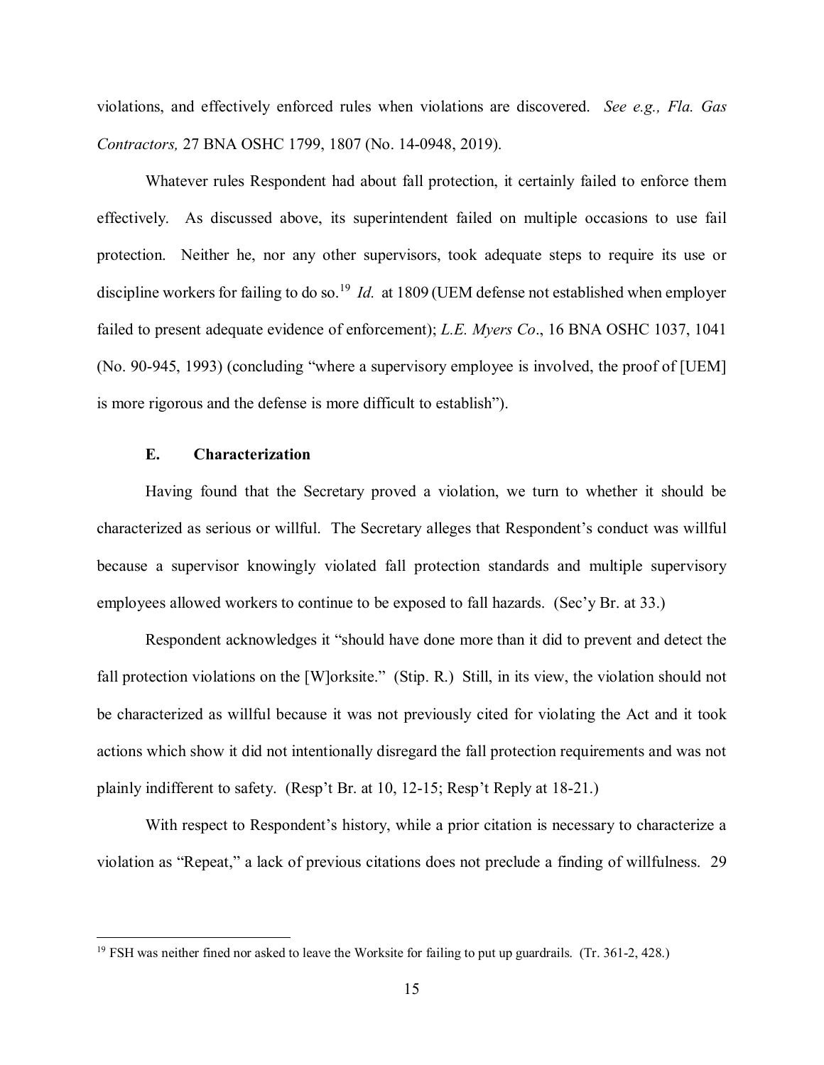violations, and effectively enforced rules when violations are discovered. *See e.g., Fla. Gas Contractors,* 27 BNA OSHC 1799, 1807 (No. 14-0948, 2019).

Whatever rules Respondent had about fall protection, it certainly failed to enforce them effectively. As discussed above, its superintendent failed on multiple occasions to use fail protection. Neither he, nor any other supervisors, took adequate steps to require its use or discipline workers for failing to do so.[19] *Id.* at 1809 (UEM defense not established when employer failed to present adequate evidence of enforcement); *L.E. Myers Co*., 16 BNA OSHC 1037, 1041 (No. 90-945, 1993) (concluding "where a supervisory employee is involved, the proof of [UEM] is more rigorous and the defense is more difficult to establish").

### E. Characterization

Having found that the Secretary proved a violation, we turn to whether it should be characterized as serious or willful. The Secretary alleges that Respondent's conduct was willful because a supervisor knowingly violated fall protection standards and multiple supervisory employees allowed workers to continue to be exposed to fall hazards. (Sec'y Br. at 33.)

Respondent acknowledges it "should have done more than it did to prevent and detect the fall protection violations on the [W]orksite." (Stip. R.) Still, in its view, the violation should not be characterized as willful because it was not previously cited for violating the Act and it took actions which show it did not intentionally disregard the fall protection requirements and was not plainly indifferent to safety. (Resp't Br. at 10, 12-15; Resp't Reply at 18-21.)

With respect to Respondent's history, while a prior citation is necessary to characterize a violation as "Repeat," a lack of previous citations does not preclude a finding of willfulness. 29

---

[19] FSH was neither fined nor asked to leave the Worksite for failing to put up guardrails. (Tr. 361-2, 428.)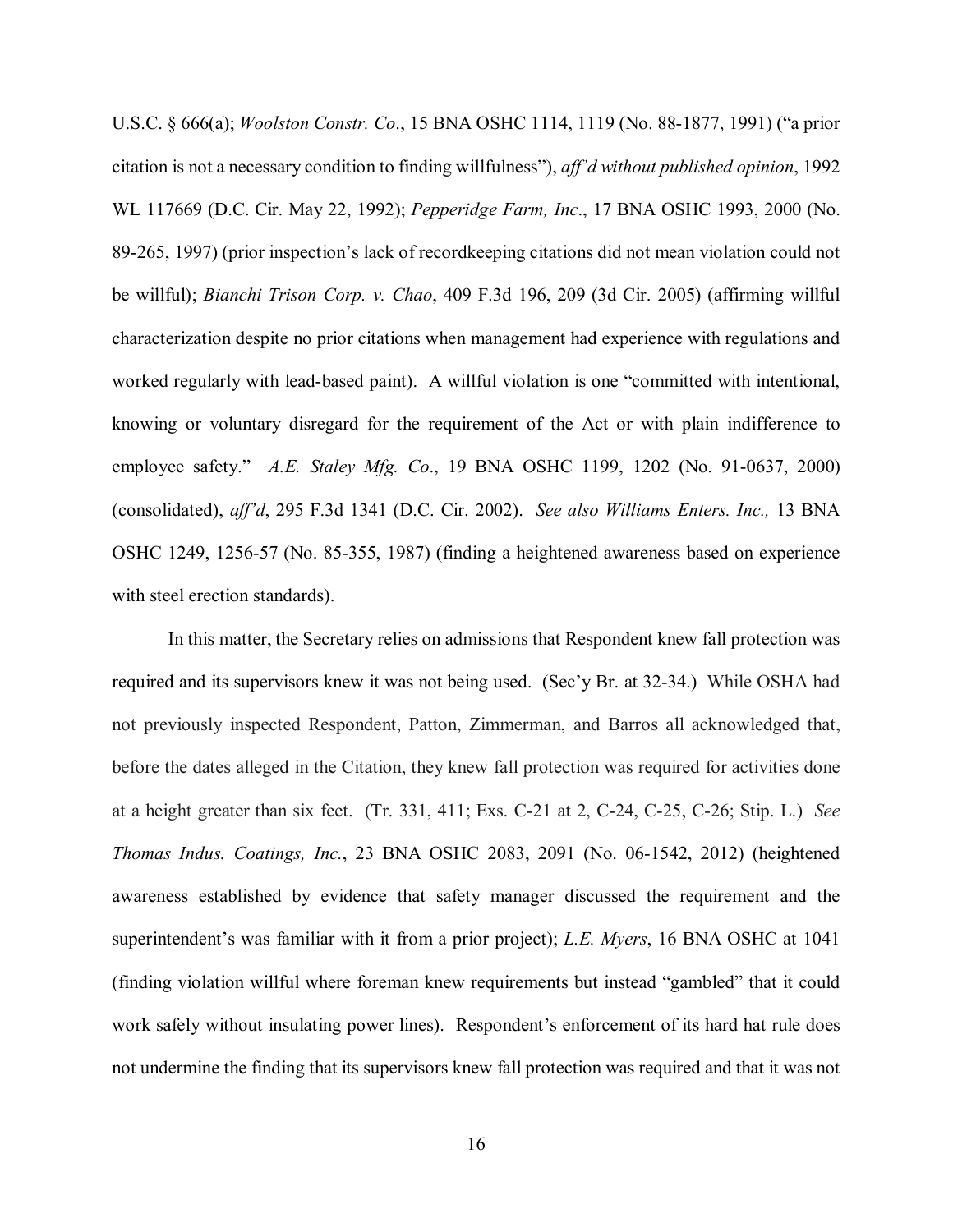U.S.C. § 666(a); *Woolston Constr. Co*., 15 BNA OSHC 1114, 1119 (No. 88-1877, 1991) ("a prior citation is not a necessary condition to finding willfulness"), *aff'd without published opinion*, 1992 WL 117669 (D.C. Cir. May 22, 1992); *Pepperidge Farm, Inc*., 17 BNA OSHC 1993, 2000 (No. 89-265, 1997) (prior inspection's lack of recordkeeping citations did not mean violation could not be willful); *Bianchi Trison Corp. v. Chao*, 409 F.3d 196, 209 (3d Cir. 2005) (affirming willful characterization despite no prior citations when management had experience with regulations and worked regularly with lead-based paint). A willful violation is one "committed with intentional, knowing or voluntary disregard for the requirement of the Act or with plain indifference to employee safety." *A.E. Staley Mfg. Co*., 19 BNA OSHC 1199, 1202 (No. 91-0637, 2000) (consolidated), *aff'd*, 295 F.3d 1341 (D.C. Cir. 2002). *See also Williams Enters. Inc.,* 13 BNA OSHC 1249, 1256-57 (No. 85-355, 1987) (finding a heightened awareness based on experience with steel erection standards).

In this matter, the Secretary relies on admissions that Respondent knew fall protection was required and its supervisors knew it was not being used. (Sec'y Br. at 32-34.) While OSHA had not previously inspected Respondent, Patton, Zimmerman, and Barros all acknowledged that, before the dates alleged in the Citation, they knew fall protection was required for activities done at a height greater than six feet. (Tr. 331, 411; Exs. C-21 at 2, C-24, C-25, C-26; Stip. L.) *See Thomas Indus. Coatings, Inc.*, 23 BNA OSHC 2083, 2091 (No. 06-1542, 2012) (heightened awareness established by evidence that safety manager discussed the requirement and the superintendent's was familiar with it from a prior project); *L.E. Myers*, 16 BNA OSHC at 1041 (finding violation willful where foreman knew requirements but instead "gambled" that it could work safely without insulating power lines). Respondent's enforcement of its hard hat rule does not undermine the finding that its supervisors knew fall protection was required and that it was not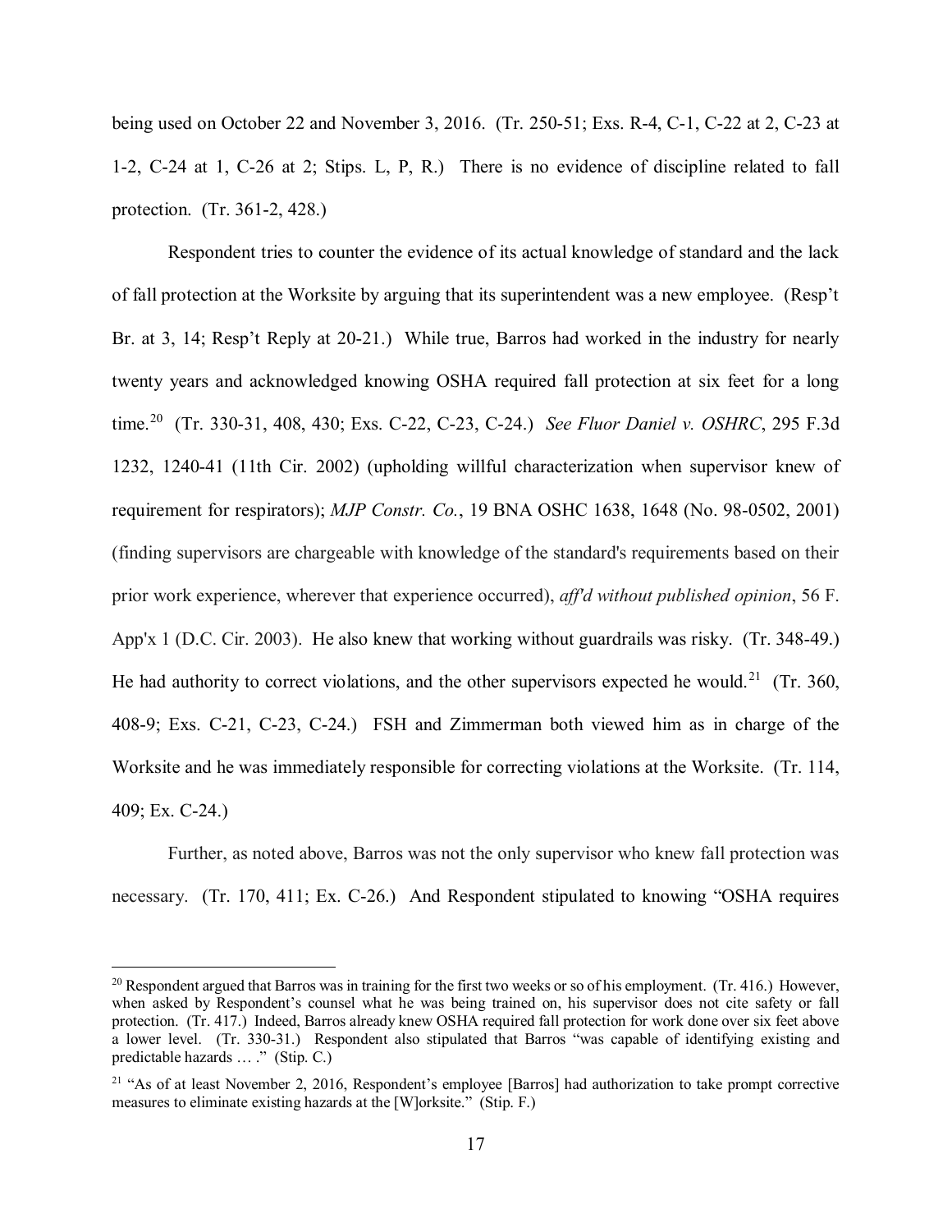being used on October 22 and November 3, 2016. (Tr. 250-51; Exs. R-4, C-1, C-22 at 2, C-23 at 1-2, C-24 at 1, C-26 at 2; Stips. L, P, R.) There is no evidence of discipline related to fall protection. (Tr. 361-2, 428.)

Respondent tries to counter the evidence of its actual knowledge of standard and the lack of fall protection at the Worksite by arguing that its superintendent was a new employee. (Resp't Br. at 3, 14; Resp't Reply at 20-21.) While true, Barros had worked in the industry for nearly twenty years and acknowledged knowing OSHA required fall protection at six feet for a long time.[20] (Tr. 330-31, 408, 430; Exs. C-22, C-23, C-24.) *See Fluor Daniel v. OSHRC*, 295 F.3d 1232, 1240-41 (11th Cir. 2002) (upholding willful characterization when supervisor knew of requirement for respirators); *MJP Constr. Co.*, 19 BNA OSHC 1638, 1648 (No. 98-0502, 2001) (finding supervisors are chargeable with knowledge of the standard's requirements based on their prior work experience, wherever that experience occurred), *aff'd without published opinion*, 56 F. App'x 1 (D.C. Cir. 2003). He also knew that working without guardrails was risky. (Tr. 348-49.) He had authority to correct violations, and the other supervisors expected he would.[21] (Tr. 360, 408-9; Exs. C-21, C-23, C-24.) FSH and Zimmerman both viewed him as in charge of the Worksite and he was immediately responsible for correcting violations at the Worksite. (Tr. 114, 409; Ex. C-24.)

Further, as noted above, Barros was not the only supervisor who knew fall protection was necessary. (Tr. 170, 411; Ex. C-26.) And Respondent stipulated to knowing "OSHA requires

---

[20] Respondent argued that Barros was in training for the first two weeks or so of his employment. (Tr. 416.) However, when asked by Respondent's counsel what he was being trained on, his supervisor does not cite safety or fall protection. (Tr. 417.) Indeed, Barros already knew OSHA required fall protection for work done over six feet above a lower level. (Tr. 330-31.) Respondent also stipulated that Barros "was capable of identifying existing and predictable hazards … ." (Stip. C.)

[21] "As of at least November 2, 2016, Respondent's employee [Barros] had authorization to take prompt corrective measures to eliminate existing hazards at the [W]orksite." (Stip. F.)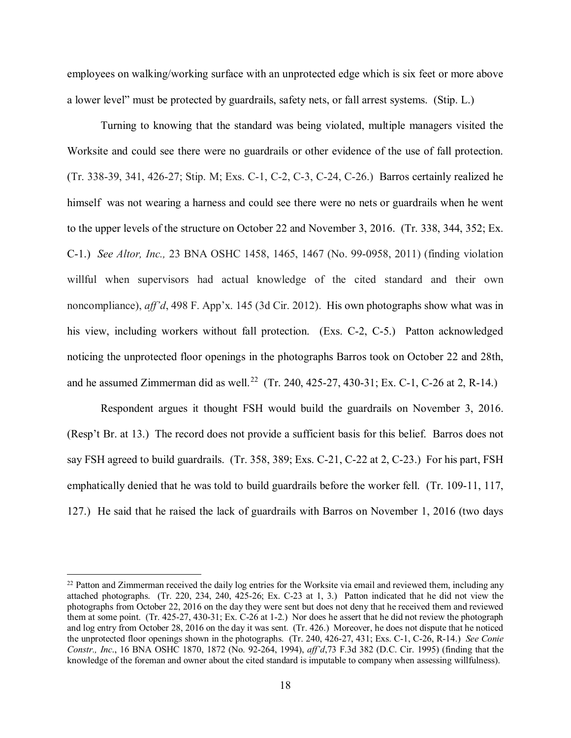employees on walking/working surface with an unprotected edge which is six feet or more above a lower level" must be protected by guardrails, safety nets, or fall arrest systems. (Stip. L.)

Turning to knowing that the standard was being violated, multiple managers visited the Worksite and could see there were no guardrails or other evidence of the use of fall protection. (Tr. 338-39, 341, 426-27; Stip. M; Exs. C-1, C-2, C-3, C-24, C-26.) Barros certainly realized he himself was not wearing a harness and could see there were no nets or guardrails when he went to the upper levels of the structure on October 22 and November 3, 2016. (Tr. 338, 344, 352; Ex. C-1.) *See Altor, Inc.,* 23 BNA OSHC 1458, 1465, 1467 (No. 99-0958, 2011) (finding violation willful when supervisors had actual knowledge of the cited standard and their own noncompliance), *aff'd*, 498 F. App'x. 145 (3d Cir. 2012). His own photographs show what was in his view, including workers without fall protection. (Exs. C-2, C-5.) Patton acknowledged noticing the unprotected floor openings in the photographs Barros took on October 22 and 28th, and he assumed Zimmerman did as well.[22] (Tr. 240, 425-27, 430-31; Ex. C-1, C-26 at 2, R-14.)

Respondent argues it thought FSH would build the guardrails on November 3, 2016. (Resp't Br. at 13.) The record does not provide a sufficient basis for this belief. Barros does not say FSH agreed to build guardrails. (Tr. 358, 389; Exs. C-21, C-22 at 2, C-23.) For his part, FSH emphatically denied that he was told to build guardrails before the worker fell. (Tr. 109-11, 117, 127.) He said that he raised the lack of guardrails with Barros on November 1, 2016 (two days

[22] Patton and Zimmerman received the daily log entries for the Worksite via email and reviewed them, including any attached photographs. (Tr. 220, 234, 240, 425-26; Ex. C-23 at 1, 3.) Patton indicated that he did not view the photographs from October 22, 2016 on the day they were sent but does not deny that he received them and reviewed them at some point. (Tr. 425-27, 430-31; Ex. C-26 at 1-2.) Nor does he assert that he did not review the photograph and log entry from October 28, 2016 on the day it was sent. (Tr. 426.) Moreover, he does not dispute that he noticed the unprotected floor openings shown in the photographs. (Tr. 240, 426-27, 431; Exs. C-1, C-26, R-14.) *See Conie Constr., Inc.*, 16 BNA OSHC 1870, 1872 (No. 92-264, 1994), *aff'd*,73 F.3d 382 (D.C. Cir. 1995) (finding that the knowledge of the foreman and owner about the cited standard is imputable to company when assessing willfulness).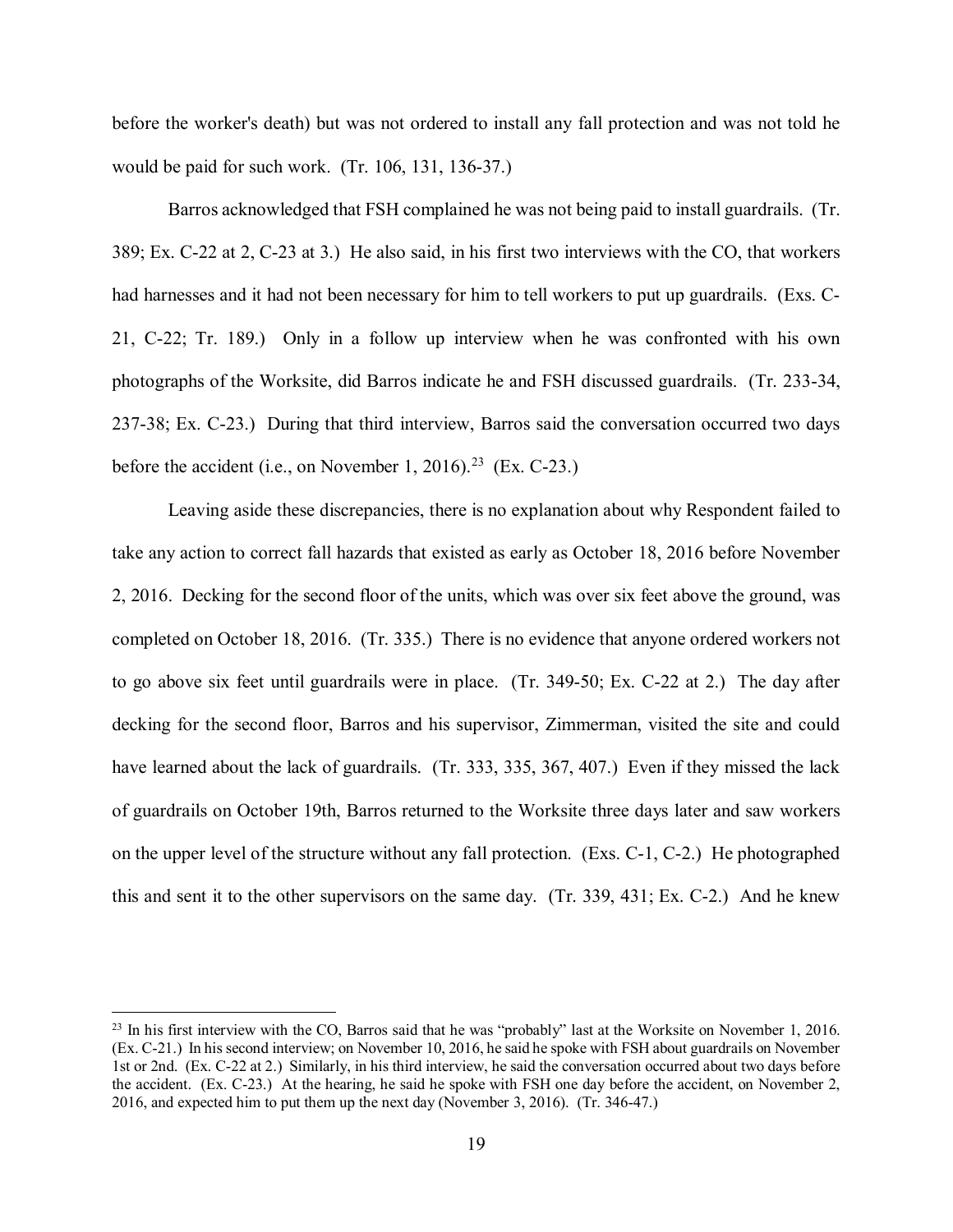before the worker's death) but was not ordered to install any fall protection and was not told he would be paid for such work. (Tr. 106, 131, 136-37.)

Barros acknowledged that FSH complained he was not being paid to install guardrails. (Tr. 389; Ex. C-22 at 2, C-23 at 3.) He also said, in his first two interviews with the CO, that workers had harnesses and it had not been necessary for him to tell workers to put up guardrails. (Exs. C-21, C-22; Tr. 189.) Only in a follow up interview when he was confronted with his own photographs of the Worksite, did Barros indicate he and FSH discussed guardrails. (Tr. 233-34, 237-38; Ex. C-23.) During that third interview, Barros said the conversation occurred two days before the accident (i.e., on November 1, 2016).[23] (Ex. C-23.)

Leaving aside these discrepancies, there is no explanation about why Respondent failed to take any action to correct fall hazards that existed as early as October 18, 2016 before November 2, 2016. Decking for the second floor of the units, which was over six feet above the ground, was completed on October 18, 2016. (Tr. 335.) There is no evidence that anyone ordered workers not to go above six feet until guardrails were in place. (Tr. 349-50; Ex. C-22 at 2.) The day after decking for the second floor, Barros and his supervisor, Zimmerman, visited the site and could have learned about the lack of guardrails. (Tr. 333, 335, 367, 407.) Even if they missed the lack of guardrails on October 19th, Barros returned to the Worksite three days later and saw workers on the upper level of the structure without any fall protection. (Exs. C-1, C-2.) He photographed this and sent it to the other supervisors on the same day. (Tr. 339, 431; Ex. C-2.) And he knew

[23] In his first interview with the CO, Barros said that he was "probably" last at the Worksite on November 1, 2016. (Ex. C-21.) In his second interview; on November 10, 2016, he said he spoke with FSH about guardrails on November 1st or 2nd. (Ex. C-22 at 2.) Similarly, in his third interview, he said the conversation occurred about two days before the accident. (Ex. C-23.) At the hearing, he said he spoke with FSH one day before the accident, on November 2, 2016, and expected him to put them up the next day (November 3, 2016). (Tr. 346-47.)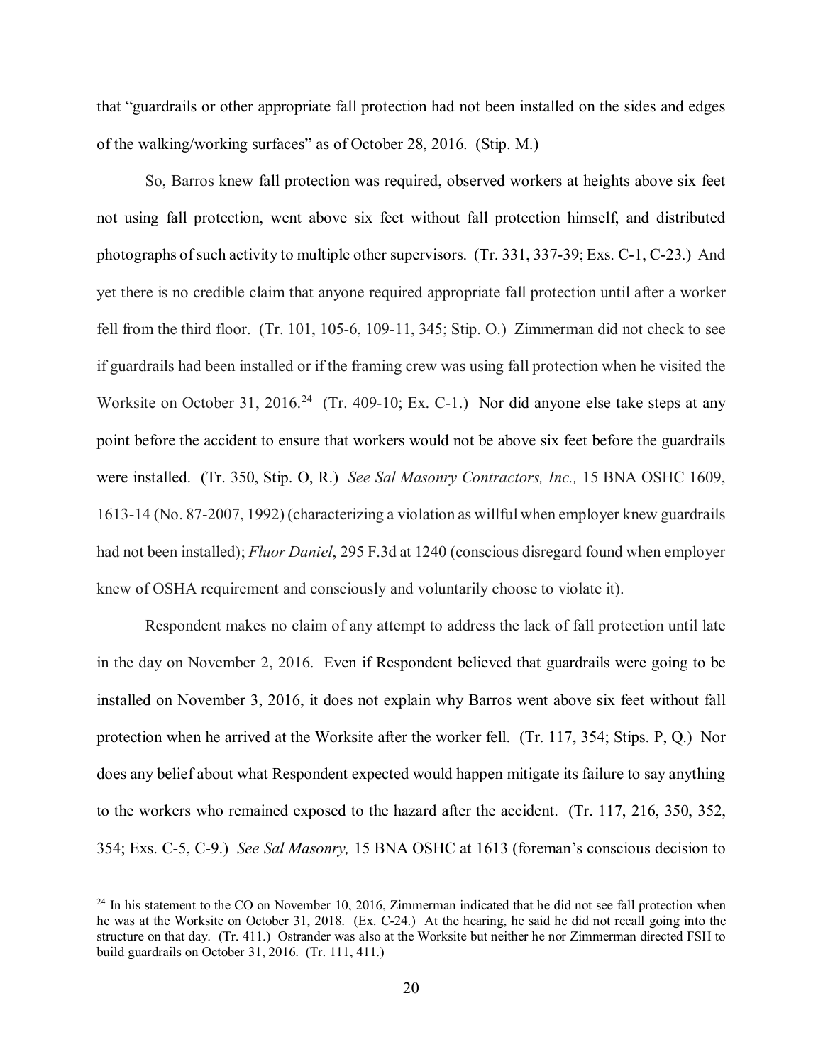that "guardrails or other appropriate fall protection had not been installed on the sides and edges of the walking/working surfaces" as of October 28, 2016. (Stip. M.)

So, Barros knew fall protection was required, observed workers at heights above six feet not using fall protection, went above six feet without fall protection himself, and distributed photographs of such activity to multiple other supervisors. (Tr. 331, 337-39; Exs. C-1, C-23.) And yet there is no credible claim that anyone required appropriate fall protection until after a worker fell from the third floor. (Tr. 101, 105-6, 109-11, 345; Stip. O.) Zimmerman did not check to see if guardrails had been installed or if the framing crew was using fall protection when he visited the Worksite on October 31, 2016.[24] (Tr. 409-10; Ex. C-1.) Nor did anyone else take steps at any point before the accident to ensure that workers would not be above six feet before the guardrails were installed. (Tr. 350, Stip. O, R.) *See Sal Masonry Contractors, Inc.,* 15 BNA OSHC 1609, 1613-14 (No. 87-2007, 1992) (characterizing a violation as willful when employer knew guardrails had not been installed); *Fluor Daniel*, 295 F.3d at 1240 (conscious disregard found when employer knew of OSHA requirement and consciously and voluntarily choose to violate it).

Respondent makes no claim of any attempt to address the lack of fall protection until late in the day on November 2, 2016. Even if Respondent believed that guardrails were going to be installed on November 3, 2016, it does not explain why Barros went above six feet without fall protection when he arrived at the Worksite after the worker fell. (Tr. 117, 354; Stips. P, Q.) Nor does any belief about what Respondent expected would happen mitigate its failure to say anything to the workers who remained exposed to the hazard after the accident. (Tr. 117, 216, 350, 352, 354; Exs. C-5, C-9.) *See Sal Masonry,* 15 BNA OSHC at 1613 (foreman's conscious decision to

---

[24] In his statement to the CO on November 10, 2016, Zimmerman indicated that he did not see fall protection when he was at the Worksite on October 31, 2018. (Ex. C-24.) At the hearing, he said he did not recall going into the structure on that day. (Tr. 411.) Ostrander was also at the Worksite but neither he nor Zimmerman directed FSH to build guardrails on October 31, 2016. (Tr. 111, 411.)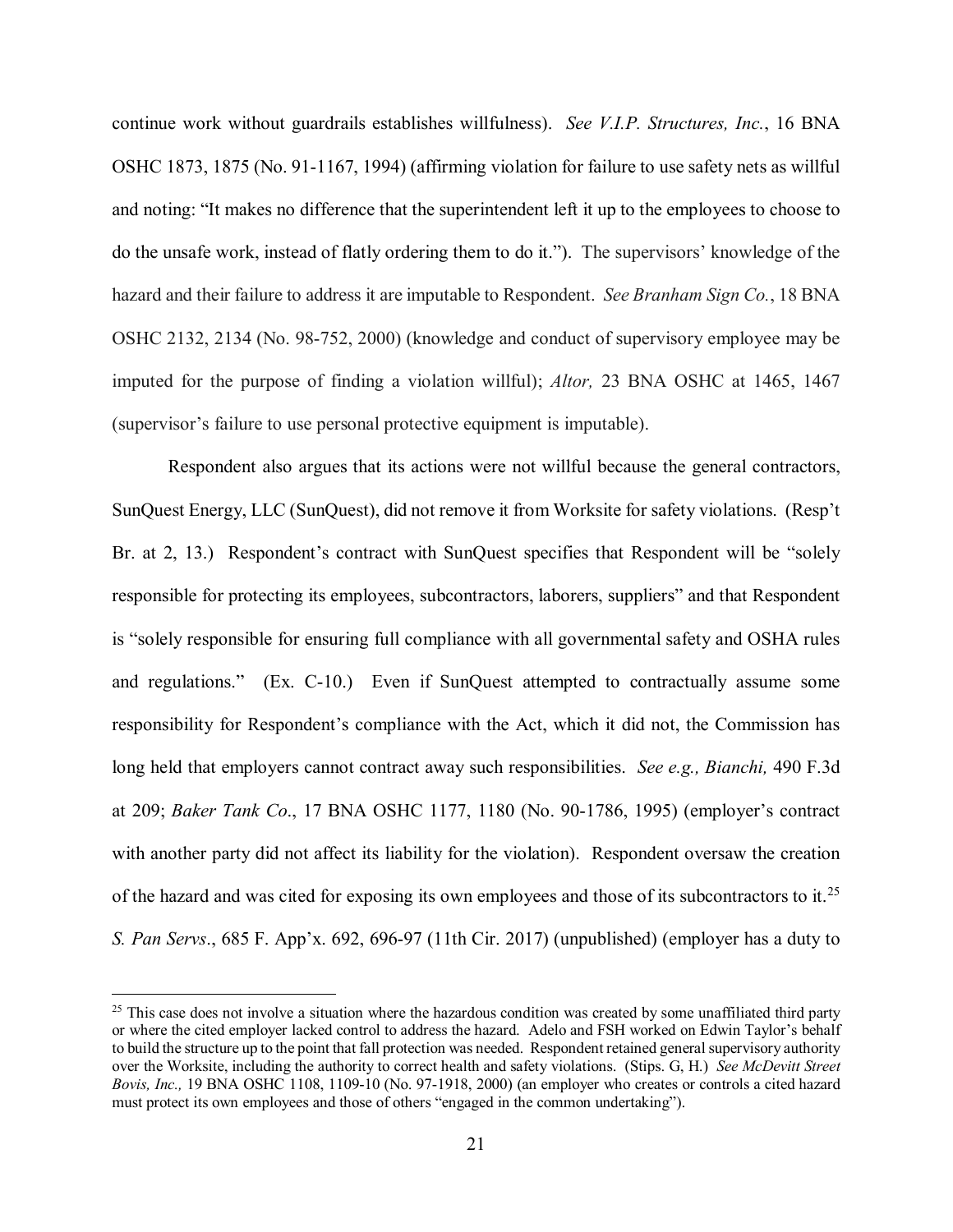continue work without guardrails establishes willfulness). *See V.I.P. Structures, Inc.*, 16 BNA OSHC 1873, 1875 (No. 91-1167, 1994) (affirming violation for failure to use safety nets as willful and noting: "It makes no difference that the superintendent left it up to the employees to choose to do the unsafe work, instead of flatly ordering them to do it."). The supervisors' knowledge of the hazard and their failure to address it are imputable to Respondent. *See Branham Sign Co.*, 18 BNA OSHC 2132, 2134 (No. 98-752, 2000) (knowledge and conduct of supervisory employee may be imputed for the purpose of finding a violation willful); *Altor,* 23 BNA OSHC at 1465, 1467 (supervisor's failure to use personal protective equipment is imputable).

Respondent also argues that its actions were not willful because the general contractors, SunQuest Energy, LLC (SunQuest), did not remove it from Worksite for safety violations. (Resp't Br. at 2, 13.) Respondent's contract with SunQuest specifies that Respondent will be "solely responsible for protecting its employees, subcontractors, laborers, suppliers" and that Respondent is "solely responsible for ensuring full compliance with all governmental safety and OSHA rules and regulations." (Ex. C-10.) Even if SunQuest attempted to contractually assume some responsibility for Respondent's compliance with the Act, which it did not, the Commission has long held that employers cannot contract away such responsibilities. *See e.g., Bianchi,* 490 F.3d at 209; *Baker Tank Co*., 17 BNA OSHC 1177, 1180 (No. 90-1786, 1995) (employer's contract with another party did not affect its liability for the violation). Respondent oversaw the creation of the hazard and was cited for exposing its own employees and those of its subcontractors to it.[25] *S. Pan Servs*., 685 F. App'x. 692, 696-97 (11th Cir. 2017) (unpublished) (employer has a duty to

---

[25] This case does not involve a situation where the hazardous condition was created by some unaffiliated third party or where the cited employer lacked control to address the hazard. Adelo and FSH worked on Edwin Taylor's behalf to build the structure up to the point that fall protection was needed. Respondent retained general supervisory authority over the Worksite, including the authority to correct health and safety violations. (Stips. G, H.) *See McDevitt Street Bovis, Inc.,* 19 BNA OSHC 1108, 1109-10 (No. 97-1918, 2000) (an employer who creates or controls a cited hazard must protect its own employees and those of others "engaged in the common undertaking").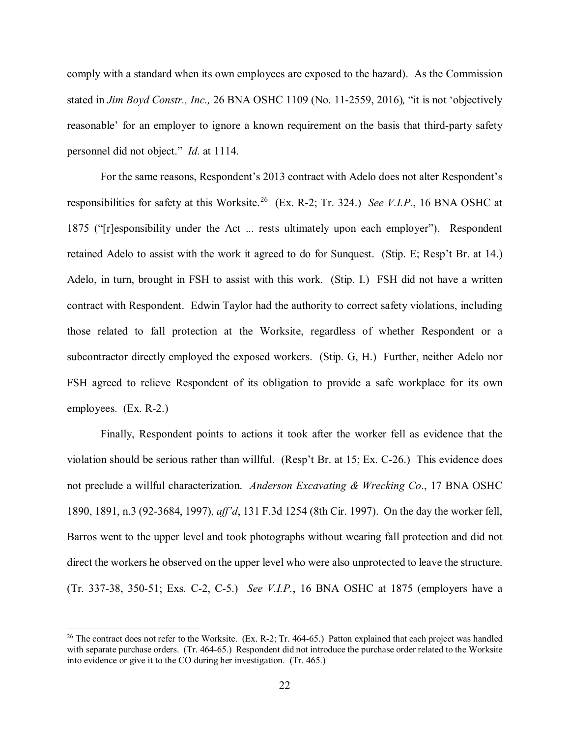comply with a standard when its own employees are exposed to the hazard). As the Commission stated in *Jim Boyd Constr., Inc.,* 26 BNA OSHC 1109 (No. 11-2559, 2016)*,* "it is not 'objectively reasonable' for an employer to ignore a known requirement on the basis that third-party safety personnel did not object." *Id.* at 1114.

For the same reasons, Respondent's 2013 contract with Adelo does not alter Respondent's responsibilities for safety at this Worksite.[26] (Ex. R-2; Tr. 324.) *See V.I.P.*, 16 BNA OSHC at 1875 ("[r]esponsibility under the Act ... rests ultimately upon each employer"). Respondent retained Adelo to assist with the work it agreed to do for Sunquest. (Stip. E; Resp't Br. at 14.) Adelo, in turn, brought in FSH to assist with this work. (Stip. I.) FSH did not have a written contract with Respondent. Edwin Taylor had the authority to correct safety violations, including those related to fall protection at the Worksite, regardless of whether Respondent or a subcontractor directly employed the exposed workers. (Stip. G, H.) Further, neither Adelo nor FSH agreed to relieve Respondent of its obligation to provide a safe workplace for its own employees. (Ex. R-2.)

Finally, Respondent points to actions it took after the worker fell as evidence that the violation should be serious rather than willful. (Resp't Br. at 15; Ex. C-26.) This evidence does not preclude a willful characterization. *Anderson Excavating & Wrecking Co*., 17 BNA OSHC 1890, 1891, n.3 (92-3684, 1997), *aff'd*, 131 F.3d 1254 (8th Cir. 1997). On the day the worker fell, Barros went to the upper level and took photographs without wearing fall protection and did not direct the workers he observed on the upper level who were also unprotected to leave the structure. (Tr. 337-38, 350-51; Exs. C-2, C-5.) *See V.I.P.*, 16 BNA OSHC at 1875 (employers have a

[26] The contract does not refer to the Worksite. (Ex. R-2; Tr. 464-65.) Patton explained that each project was handled with separate purchase orders. (Tr. 464-65.) Respondent did not introduce the purchase order related to the Worksite into evidence or give it to the CO during her investigation. (Tr. 465.)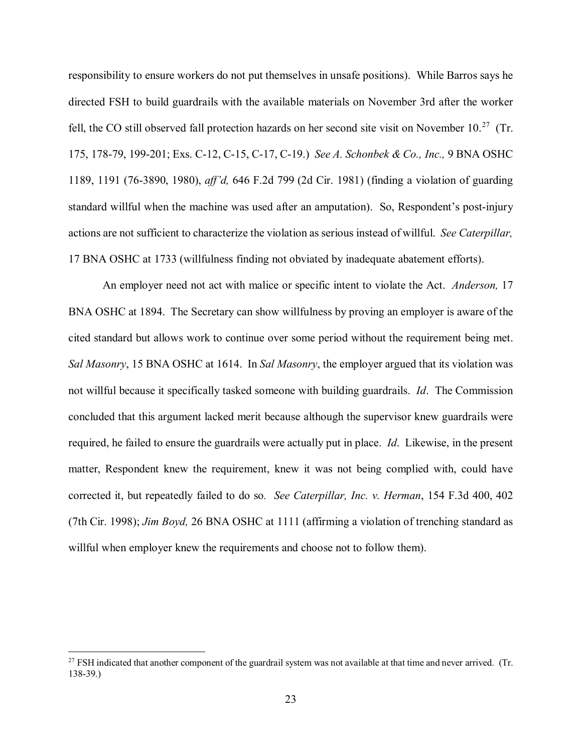responsibility to ensure workers do not put themselves in unsafe positions). While Barros says he directed FSH to build guardrails with the available materials on November 3rd after the worker fell, the CO still observed fall protection hazards on her second site visit on November 10.[27] (Tr. 175, 178-79, 199-201; Exs. C-12, C-15, C-17, C-19.) *See A. Schonbek & Co., Inc.,* 9 BNA OSHC 1189, 1191 (76-3890, 1980), *aff'd,* 646 F.2d 799 (2d Cir. 1981) (finding a violation of guarding standard willful when the machine was used after an amputation). So, Respondent's post-injury actions are not sufficient to characterize the violation as serious instead of willful. *See Caterpillar,* 17 BNA OSHC at 1733 (willfulness finding not obviated by inadequate abatement efforts).

An employer need not act with malice or specific intent to violate the Act. *Anderson,* 17 BNA OSHC at 1894. The Secretary can show willfulness by proving an employer is aware of the cited standard but allows work to continue over some period without the requirement being met. *Sal Masonry*, 15 BNA OSHC at 1614. In *Sal Masonry*, the employer argued that its violation was not willful because it specifically tasked someone with building guardrails. *Id*. The Commission concluded that this argument lacked merit because although the supervisor knew guardrails were required, he failed to ensure the guardrails were actually put in place. *Id*. Likewise, in the present matter, Respondent knew the requirement, knew it was not being complied with, could have corrected it, but repeatedly failed to do so. *See Caterpillar, Inc. v. Herman*, 154 F.3d 400, 402 (7th Cir. 1998); *Jim Boyd,* 26 BNA OSHC at 1111 (affirming a violation of trenching standard as willful when employer knew the requirements and choose not to follow them).

---

[27] FSH indicated that another component of the guardrail system was not available at that time and never arrived. (Tr. 138-39.)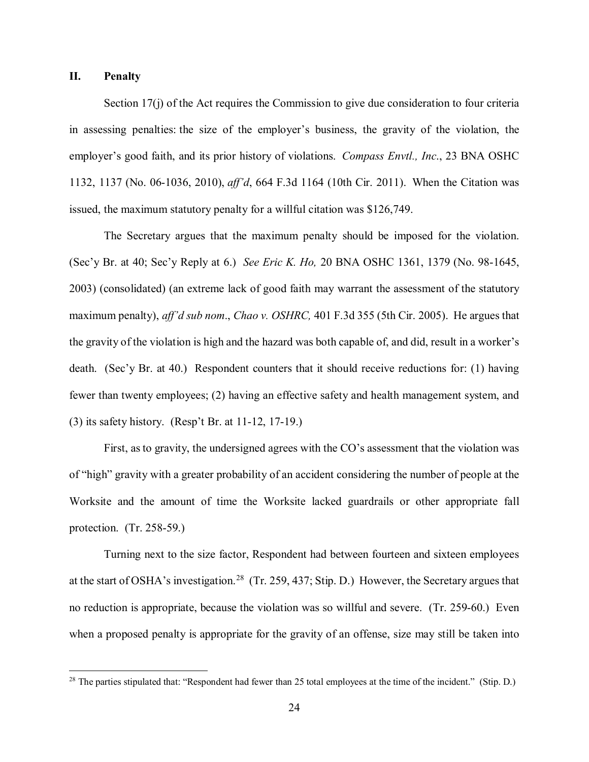## II. Penalty

Section 17(j) of the Act requires the Commission to give due consideration to four criteria in assessing penalties: the size of the employer's business, the gravity of the violation, the employer's good faith, and its prior history of violations. *Compass Envtl., Inc.*, 23 BNA OSHC 1132, 1137 (No. 06-1036, 2010), *aff'd*, 664 F.3d 1164 (10th Cir. 2011). When the Citation was issued, the maximum statutory penalty for a willful citation was $126,749.

The Secretary argues that the maximum penalty should be imposed for the violation. (Sec'y Br. at 40; Sec'y Reply at 6.) *See Eric K. Ho,* 20 BNA OSHC 1361, 1379 (No. 98-1645, 2003) (consolidated) (an extreme lack of good faith may warrant the assessment of the statutory maximum penalty), *aff'd sub nom*., *Chao v. OSHRC,* 401 F.3d 355 (5th Cir. 2005). He argues that the gravity of the violation is high and the hazard was both capable of, and did, result in a worker's death. (Sec'y Br. at 40.) Respondent counters that it should receive reductions for: (1) having fewer than twenty employees; (2) having an effective safety and health management system, and (3) its safety history. (Resp't Br. at 11-12, 17-19.)

First, as to gravity, the undersigned agrees with the CO's assessment that the violation was of "high" gravity with a greater probability of an accident considering the number of people at the Worksite and the amount of time the Worksite lacked guardrails or other appropriate fall protection. (Tr. 258-59.)

Turning next to the size factor, Respondent had between fourteen and sixteen employees at the start of OSHA's investigation.[28] (Tr. 259, 437; Stip. D.) However, the Secretary argues that no reduction is appropriate, because the violation was so willful and severe. (Tr. 259-60.) Even when a proposed penalty is appropriate for the gravity of an offense, size may still be taken into

[28] The parties stipulated that: "Respondent had fewer than 25 total employees at the time of the incident." (Stip. D.)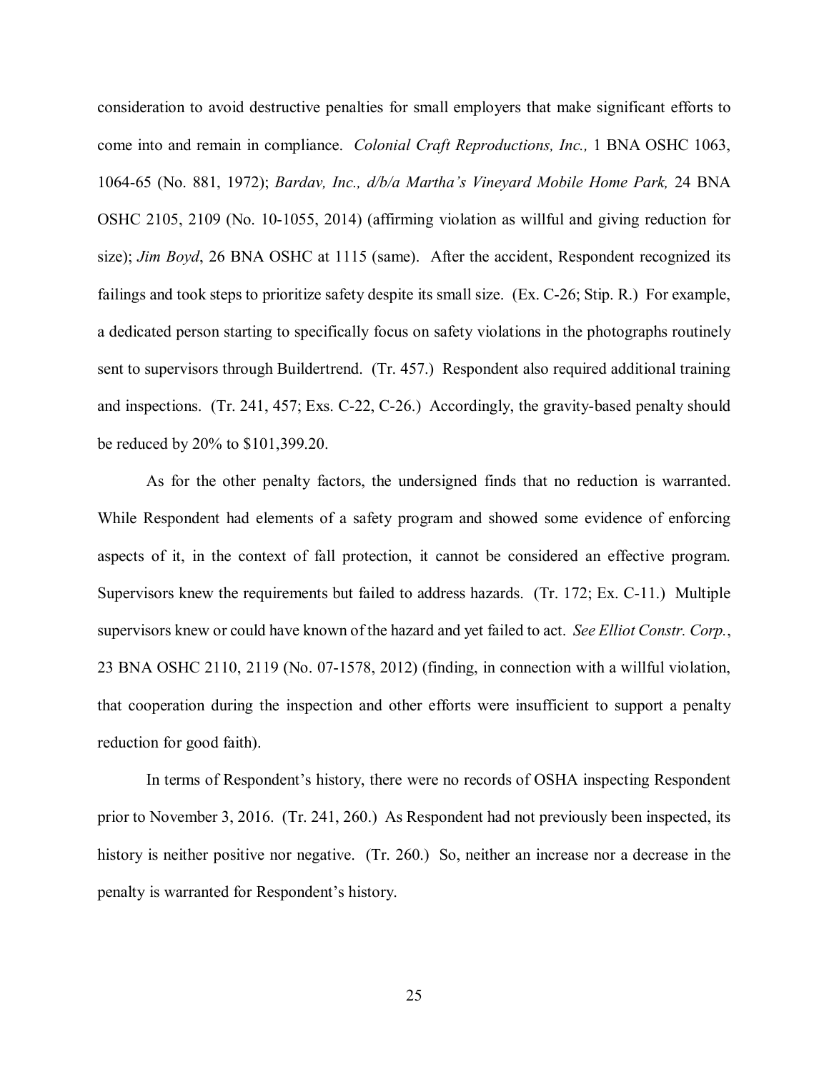consideration to avoid destructive penalties for small employers that make significant efforts to come into and remain in compliance. *Colonial Craft Reproductions, Inc.,* 1 BNA OSHC 1063, 1064-65 (No. 881, 1972); *Bardav, Inc., d/b/a Martha's Vineyard Mobile Home Park,* 24 BNA OSHC 2105, 2109 (No. 10-1055, 2014) (affirming violation as willful and giving reduction for size); *Jim Boyd*, 26 BNA OSHC at 1115 (same). After the accident, Respondent recognized its failings and took steps to prioritize safety despite its small size. (Ex. C-26; Stip. R.) For example, a dedicated person starting to specifically focus on safety violations in the photographs routinely sent to supervisors through Buildertrend. (Tr. 457.) Respondent also required additional training and inspections. (Tr. 241, 457; Exs. C-22, C-26.) Accordingly, the gravity-based penalty should be reduced by 20% to $101,399.20.

As for the other penalty factors, the undersigned finds that no reduction is warranted. While Respondent had elements of a safety program and showed some evidence of enforcing aspects of it, in the context of fall protection, it cannot be considered an effective program. Supervisors knew the requirements but failed to address hazards. (Tr. 172; Ex. C-11.) Multiple supervisors knew or could have known of the hazard and yet failed to act. *See Elliot Constr. Corp.*, 23 BNA OSHC 2110, 2119 (No. 07-1578, 2012) (finding, in connection with a willful violation, that cooperation during the inspection and other efforts were insufficient to support a penalty reduction for good faith).

In terms of Respondent's history, there were no records of OSHA inspecting Respondent prior to November 3, 2016. (Tr. 241, 260.) As Respondent had not previously been inspected, its history is neither positive nor negative. (Tr. 260.) So, neither an increase nor a decrease in the penalty is warranted for Respondent's history.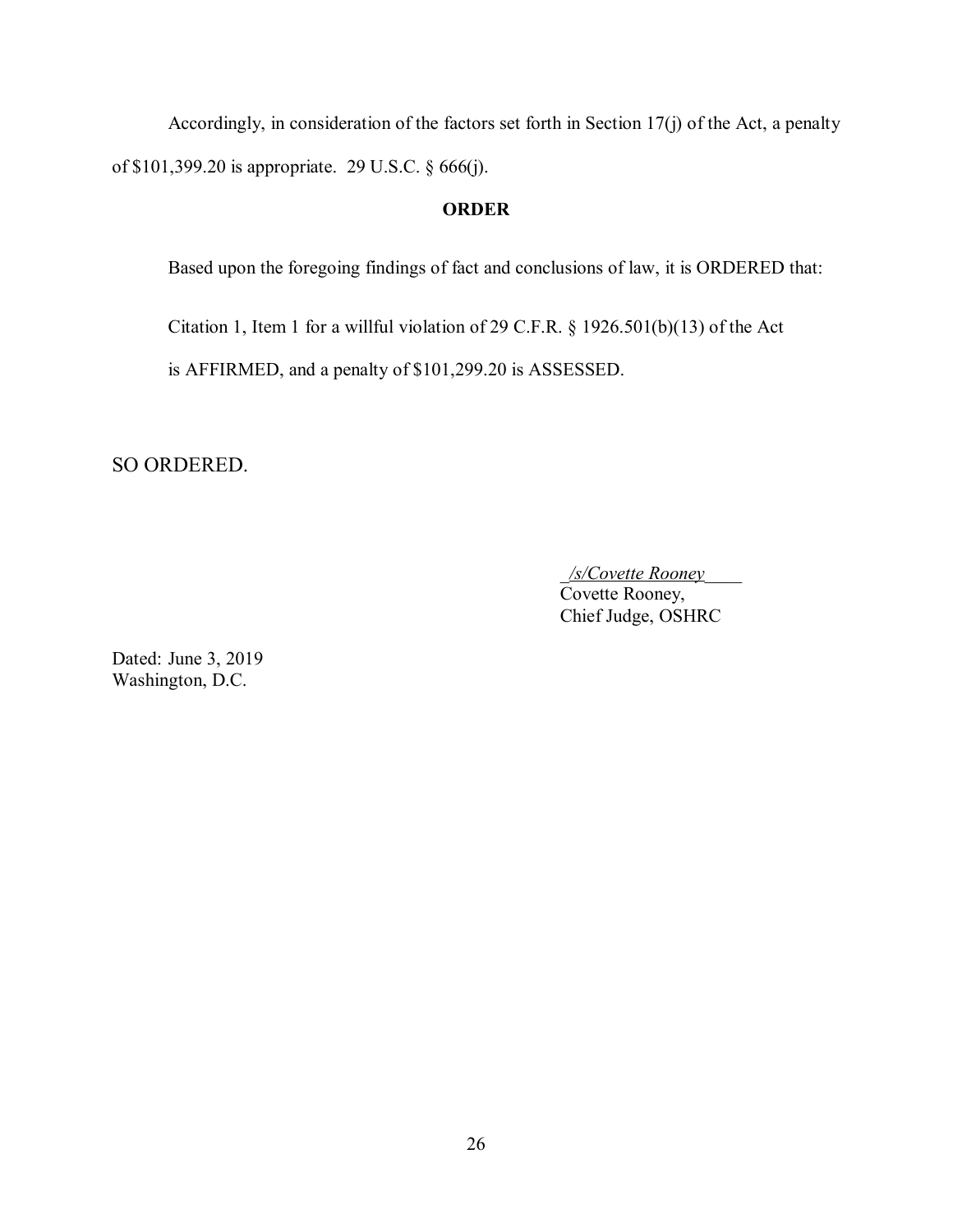Accordingly, in consideration of the factors set forth in Section 17(j) of the Act, a penalty of $101,399.20 is appropriate. 29 U.S.C. § 666(j).

**ORDER**

Based upon the foregoing findings of fact and conclusions of law, it is ORDERED that:

Citation 1, Item 1 for a willful violation of 29 C.F.R. § 1926.501(b)(13) of the Act is AFFIRMED, and a penalty of $101,299.20 is ASSESSED.

SO ORDERED.

_/s/Covette Rooney_
Covette Rooney,
Chief Judge, OSHRC

Dated: June 3, 2019
Washington, D.C.